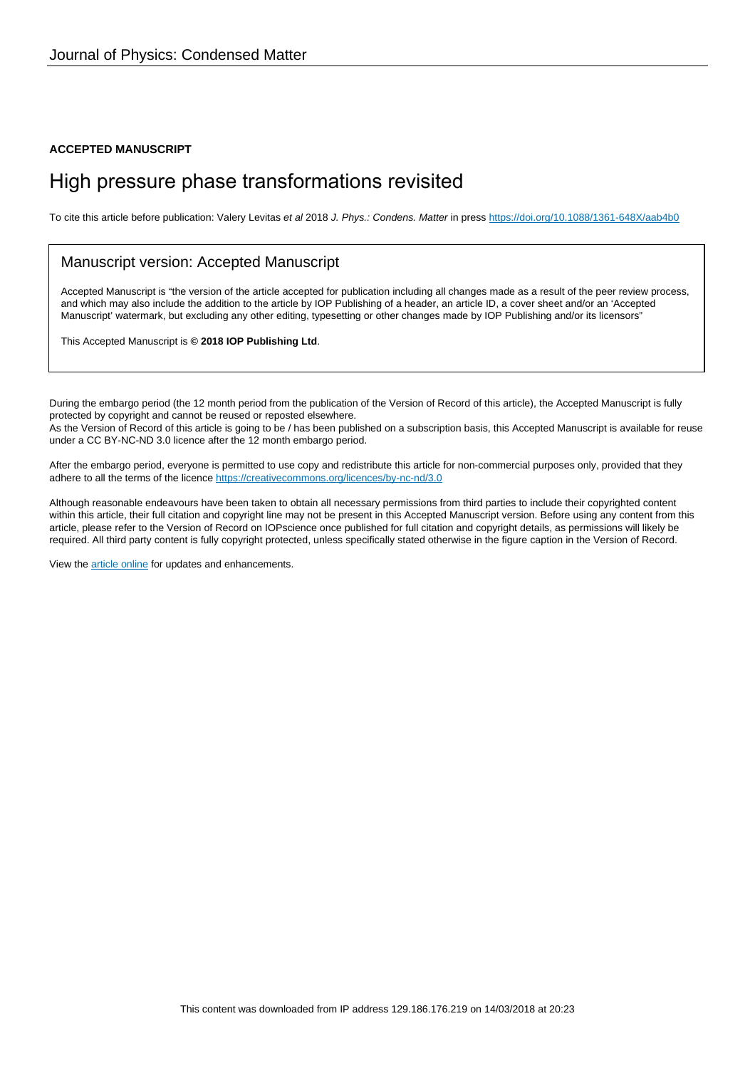Journal of Physics: Condensed Matter

**ACCEPTED MANUSCRIPT**

# High pressure phase transformations revisited

To cite this article before publication: Valery Levitas *et al* 2018 *J. Phys.: Condens. Matter* in press https://doi.org/10.1088/1361-648X/aab4b0

## Manuscript version: Accepted Manuscript

Accepted Manuscript is "the version of the article accepted for publication including all changes made as a result of the peer review process, and which may also include the addition to the article by IOP Publishing of a header, an article ID, a cover sheet and/or an 'Accepted Manuscript' watermark, but excluding any other editing, typesetting or other changes made by IOP Publishing and/or its licensors"

This Accepted Manuscript is **© 2018 IOP Publishing Ltd**.

During the embargo period (the 12 month period from the publication of the Version of Record of this article), the Accepted Manuscript is fully protected by copyright and cannot be reused or reposted elsewhere.
As the Version of Record of this article is going to be / has been published on a subscription basis, this Accepted Manuscript is available for reuse under a CC BY-NC-ND 3.0 licence after the 12 month embargo period.

After the embargo period, everyone is permitted to use copy and redistribute this article for non-commercial purposes only, provided that they adhere to all the terms of the licence https://creativecommons.org/licences/by-nc-nd/3.0

Although reasonable endeavours have been taken to obtain all necessary permissions from third parties to include their copyrighted content within this article, their full citation and copyright line may not be present in this Accepted Manuscript version. Before using any content from this article, please refer to the Version of Record on IOPscience once published for full citation and copyright details, as permissions will likely be required. All third party content is fully copyright protected, unless specifically stated otherwise in the figure caption in the Version of Record.

View the article online for updates and enhancements.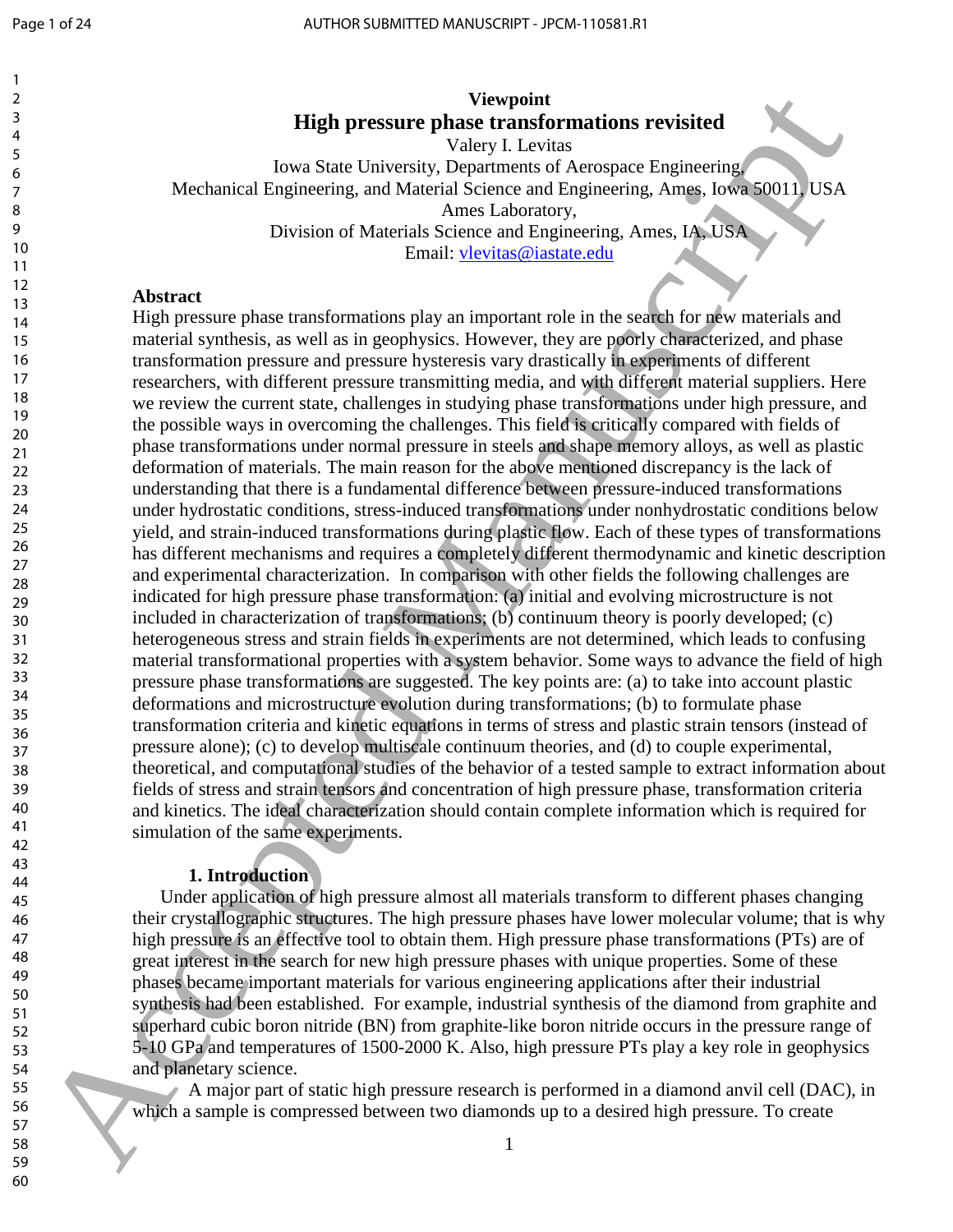**Viewpoint**

# High pressure phase transformations revisited

Valery I. Levitas

Iowa State University, Departments of Aerospace Engineering, Mechanical Engineering, and Material Science and Engineering, Ames, Iowa 50011, USA

Ames Laboratory, Division of Materials Science and Engineering, Ames, IA, USA

Email: vlevitas@iastate.edu

## Abstract

High pressure phase transformations play an important role in the search for new materials and material synthesis, as well as in geophysics. However, they are poorly characterized, and phase transformation pressure and pressure hysteresis vary drastically in experiments of different researchers, with different pressure transmitting media, and with different material suppliers. Here we review the current state, challenges in studying phase transformations under high pressure, and the possible ways in overcoming the challenges. This field is critically compared with fields of phase transformations under normal pressure in steels and shape memory alloys, as well as plastic deformation of materials. The main reason for the above mentioned discrepancy is the lack of understanding that there is a fundamental difference between pressure-induced transformations under hydrostatic conditions, stress-induced transformations under nonhydrostatic conditions below yield, and strain-induced transformations during plastic flow. Each of these types of transformations has different mechanisms and requires a completely different thermodynamic and kinetic description and experimental characterization. In comparison with other fields the following challenges are indicated for high pressure phase transformation: (a) initial and evolving microstructure is not included in characterization of transformations; (b) continuum theory is poorly developed; (c) heterogeneous stress and strain fields in experiments are not determined, which leads to confusing material transformational properties with a system behavior. Some ways to advance the field of high pressure phase transformations are suggested. The key points are: (a) to take into account plastic deformations and microstructure evolution during transformations; (b) to formulate phase transformation criteria and kinetic equations in terms of stress and plastic strain tensors (instead of pressure alone); (c) to develop multiscale continuum theories, and (d) to couple experimental, theoretical, and computational studies of the behavior of a tested sample to extract information about fields of stress and strain tensors and concentration of high pressure phase, transformation criteria and kinetics. The ideal characterization should contain complete information which is required for simulation of the same experiments.

## 1. Introduction

Under application of high pressure almost all materials transform to different phases changing their crystallographic structures. The high pressure phases have lower molecular volume; that is why high pressure is an effective tool to obtain them. High pressure phase transformations (PTs) are of great interest in the search for new high pressure phases with unique properties. Some of these phases became important materials for various engineering applications after their industrial synthesis had been established. For example, industrial synthesis of the diamond from graphite and superhard cubic boron nitride (BN) from graphite-like boron nitride occurs in the pressure range of 5-10 GPa and temperatures of 1500-2000 K. Also, high pressure PTs play a key role in geophysics and planetary science.

A major part of static high pressure research is performed in a diamond anvil cell (DAC), in which a sample is compressed between two diamonds up to a desired high pressure. To create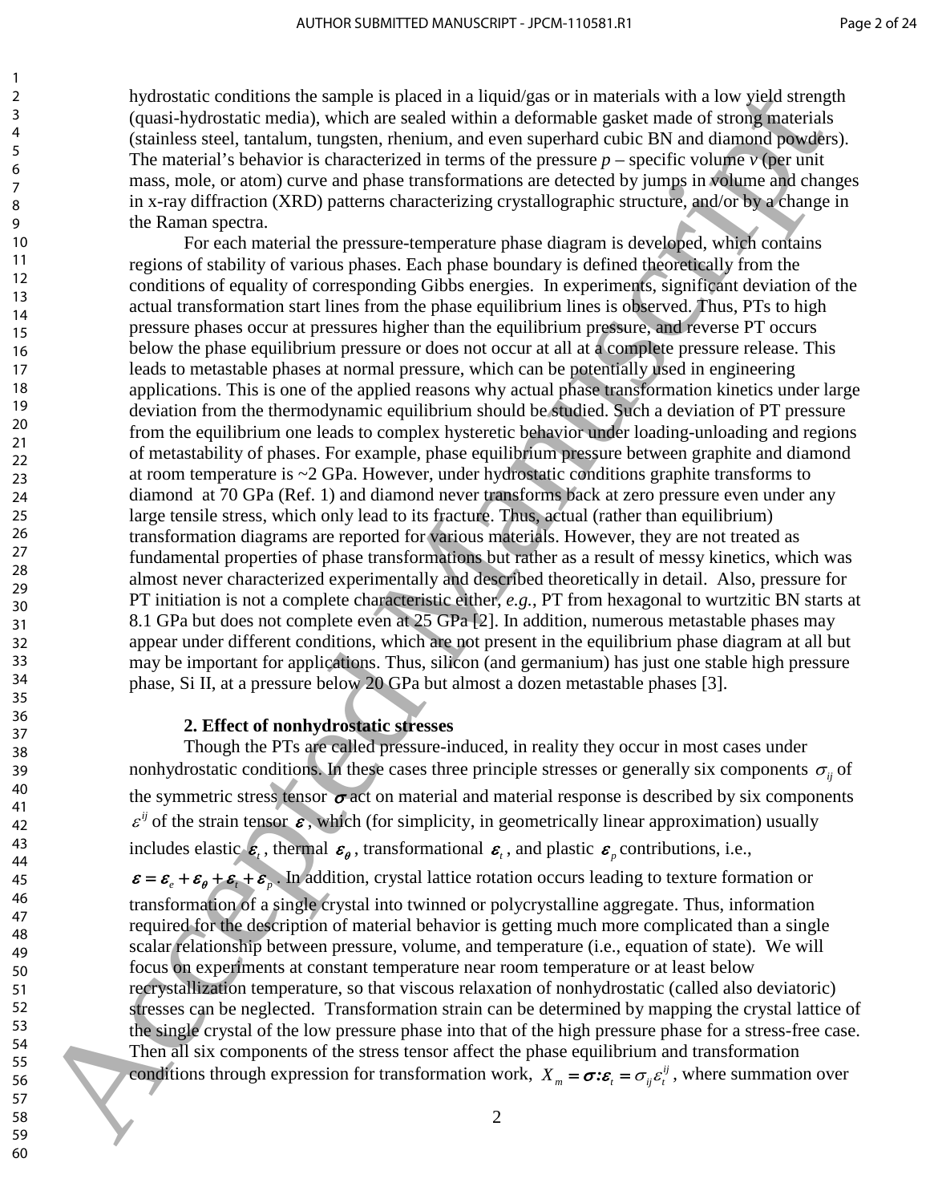hydrostatic conditions the sample is placed in a liquid/gas or in materials with a low yield strength (quasi-hydrostatic media), which are sealed within a deformable gasket made of strong materials (stainless steel, tantalum, tungsten, rhenium, and even superhard cubic BN and diamond powders). The material's behavior is characterized in terms of the pressure $p$ – specific volume $v$ (per unit mass, mole, or atom) curve and phase transformations are detected by jumps in volume and changes in x-ray diffraction (XRD) patterns characterizing crystallographic structure, and/or by a change in the Raman spectra.

For each material the pressure-temperature phase diagram is developed, which contains regions of stability of various phases. Each phase boundary is defined theoretically from the conditions of equality of corresponding Gibbs energies. In experiments, significant deviation of the actual transformation start lines from the phase equilibrium lines is observed. Thus, PTs to high pressure phases occur at pressures higher than the equilibrium pressure, and reverse PT occurs below the phase equilibrium pressure or does not occur at all at a complete pressure release. This leads to metastable phases at normal pressure, which can be potentially used in engineering applications. This is one of the applied reasons why actual phase transformation kinetics under large deviation from the thermodynamic equilibrium should be studied. Such a deviation of PT pressure from the equilibrium one leads to complex hysteretic behavior under loading-unloading and regions of metastability of phases. For example, phase equilibrium pressure between graphite and diamond at room temperature is ~2 GPa. However, under hydrostatic conditions graphite transforms to diamond at 70 GPa (Ref. 1) and diamond never transforms back at zero pressure even under any large tensile stress, which only lead to its fracture. Thus, actual (rather than equilibrium) transformation diagrams are reported for various materials. However, they are not treated as fundamental properties of phase transformations but rather as a result of messy kinetics, which was almost never characterized experimentally and described theoretically in detail. Also, pressure for PT initiation is not a complete characteristic either, *e.g.*, PT from hexagonal to wurtzitic BN starts at 8.1 GPa but does not complete even at 25 GPa [2]. In addition, numerous metastable phases may appear under different conditions, which are not present in the equilibrium phase diagram at all but may be important for applications. Thus, silicon (and germanium) has just one stable high pressure phase, Si II, at a pressure below 20 GPa but almost a dozen metastable phases [3].

## 2. Effect of nonhydrostatic stresses

Though the PTs are called pressure-induced, in reality they occur in most cases under nonhydrostatic conditions. In these cases three principle stresses or generally six components $\sigma_{ij}$ of the symmetric stress tensor $\boldsymbol{\sigma}$ act on material and material response is described by six components $\varepsilon^{ij}$ of the strain tensor $\boldsymbol{\varepsilon}$, which (for simplicity, in geometrically linear approximation) usually includes elastic $\boldsymbol{\varepsilon}_e$, thermal $\boldsymbol{\varepsilon}_\theta$, transformational $\boldsymbol{\varepsilon}_t$, and plastic $\boldsymbol{\varepsilon}_p$ contributions, i.e., $\boldsymbol{\varepsilon} = \boldsymbol{\varepsilon}_e + \boldsymbol{\varepsilon}_\theta + \boldsymbol{\varepsilon}_t + \boldsymbol{\varepsilon}_p$. In addition, crystal lattice rotation occurs leading to texture formation or transformation of a single crystal into twinned or polycrystalline aggregate. Thus, information required for the description of material behavior is getting much more complicated than a single scalar relationship between pressure, volume, and temperature (i.e., equation of state). We will focus on experiments at constant temperature near room temperature or at least below recrystallization temperature, so that viscous relaxation of nonhydrostatic (called also deviatoric) stresses can be neglected. Transformation strain can be determined by mapping the crystal lattice of the single crystal of the low pressure phase into that of the high pressure phase for a stress-free case. Then all six components of the stress tensor affect the phase equilibrium and transformation conditions through expression for transformation work, $X_m = \boldsymbol{\sigma}{:}\boldsymbol{\varepsilon}_t = \sigma_{ij}\varepsilon_t^{ij}$, where summation over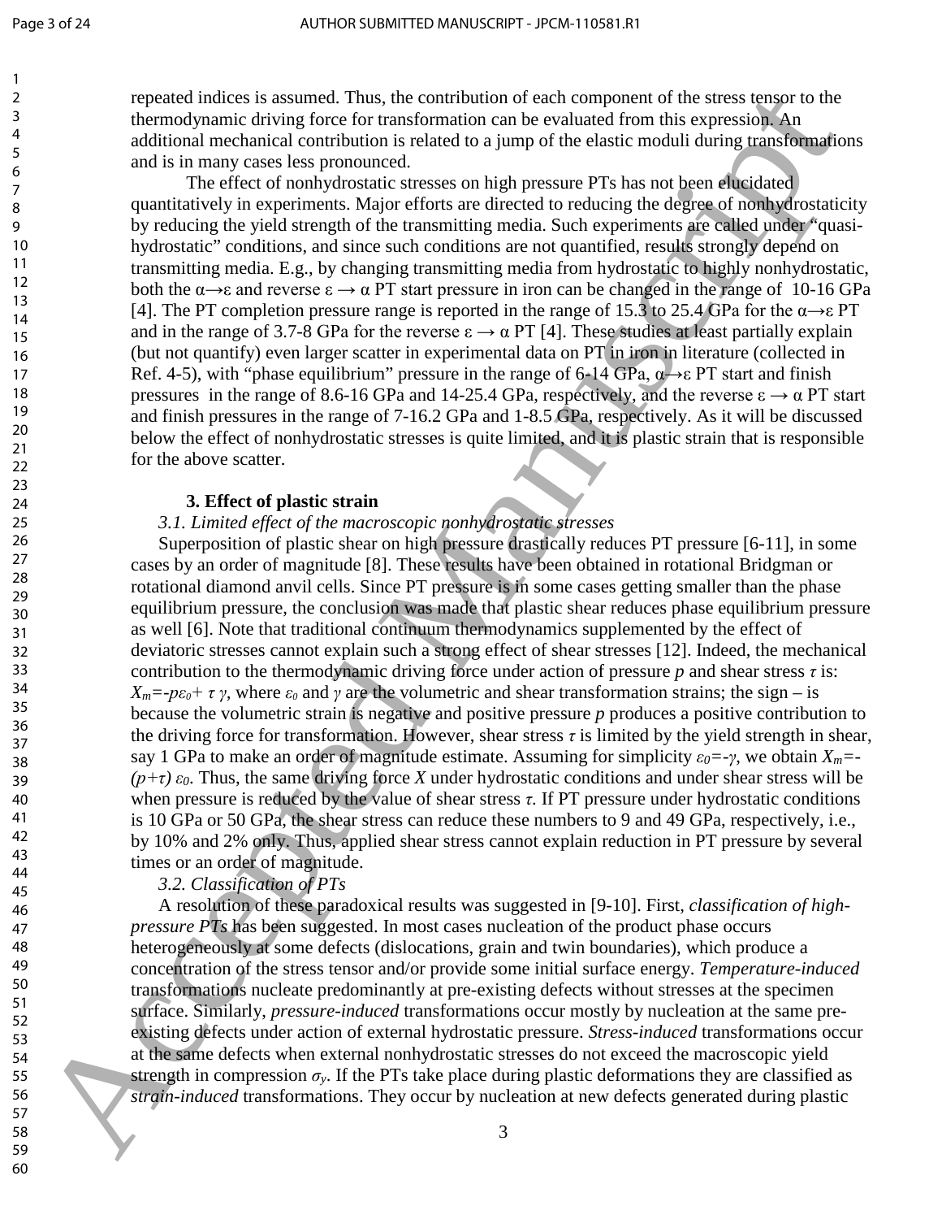repeated indices is assumed. Thus, the contribution of each component of the stress tensor to the thermodynamic driving force for transformation can be evaluated from this expression. An additional mechanical contribution is related to a jump of the elastic moduli during transformations and is in many cases less pronounced.

The effect of nonhydrostatic stresses on high pressure PTs has not been elucidated quantitatively in experiments. Major efforts are directed to reducing the degree of nonhydrostaticity by reducing the yield strength of the transmitting media. Such experiments are called under "quasi-hydrostatic" conditions, and since such conditions are not quantified, results strongly depend on transmitting media. E.g., by changing transmitting media from hydrostatic to highly nonhydrostatic, both the $\alpha\rightarrow\varepsilon$ and reverse $\varepsilon\rightarrow\alpha$ PT start pressure in iron can be changed in the range of 10-16 GPa [4]. The PT completion pressure range is reported in the range of 15.3 to 25.4 GPa for the $\alpha\rightarrow\varepsilon$ PT and in the range of 3.7-8 GPa for the reverse $\varepsilon\rightarrow\alpha$ PT [4]. These studies at least partially explain (but not quantify) even larger scatter in experimental data on PT in iron in literature (collected in Ref. 4-5), with "phase equilibrium" pressure in the range of 6-14 GPa, $\alpha\rightarrow\varepsilon$ PT start and finish pressures in the range of 8.6-16 GPa and 14-25.4 GPa, respectively, and the reverse $\varepsilon\rightarrow\alpha$ PT start and finish pressures in the range of 7-16.2 GPa and 1-8.5 GPa, respectively. As it will be discussed below the effect of nonhydrostatic stresses is quite limited, and it is plastic strain that is responsible for the above scatter.

## 3. Effect of plastic strain

### *3.1. Limited effect of the macroscopic nonhydrostatic stresses*

Superposition of plastic shear on high pressure drastically reduces PT pressure [6-11], in some cases by an order of magnitude [8]. These results have been obtained in rotational Bridgman or rotational diamond anvil cells. Since PT pressure is in some cases getting smaller than the phase equilibrium pressure, the conclusion was made that plastic shear reduces phase equilibrium pressure as well [6]. Note that traditional continuum thermodynamics supplemented by the effect of deviatoric stresses cannot explain such a strong effect of shear stresses [12]. Indeed, the mechanical contribution to the thermodynamic driving force under action of pressure $p$ and shear stress $\tau$ is: $X_m=-p\varepsilon_0+\tau\gamma$, where $\varepsilon_0$ and $\gamma$ are the volumetric and shear transformation strains; the sign – is because the volumetric strain is negative and positive pressure $p$ produces a positive contribution to the driving force for transformation. However, shear stress $\tau$ is limited by the yield strength in shear, say 1 GPa to make an order of magnitude estimate. Assuming for simplicity $\varepsilon_0=-\gamma$, we obtain $X_m=-(p+\tau)\,\varepsilon_0$. Thus, the same driving force $X$ under hydrostatic conditions and under shear stress will be when pressure is reduced by the value of shear stress $\tau$. If PT pressure under hydrostatic conditions is 10 GPa or 50 GPa, the shear stress can reduce these numbers to 9 and 49 GPa, respectively, i.e., by 10% and 2% only. Thus, applied shear stress cannot explain reduction in PT pressure by several times or an order of magnitude.

### *3.2. Classification of PTs*

A resolution of these paradoxical results was suggested in [9-10]. First, *classification of high-pressure PTs* has been suggested. In most cases nucleation of the product phase occurs heterogeneously at some defects (dislocations, grain and twin boundaries), which produce a concentration of the stress tensor and/or provide some initial surface energy. *Temperature-induced* transformations nucleate predominantly at pre-existing defects without stresses at the specimen surface. Similarly, *pressure-induced* transformations occur mostly by nucleation at the same pre-existing defects under action of external hydrostatic pressure. *Stress-induced* transformations occur at the same defects when external nonhydrostatic stresses do not exceed the macroscopic yield strength in compression $\sigma_y$. If the PTs take place during plastic deformations they are classified as *strain-induced* transformations. They occur by nucleation at new defects generated during plastic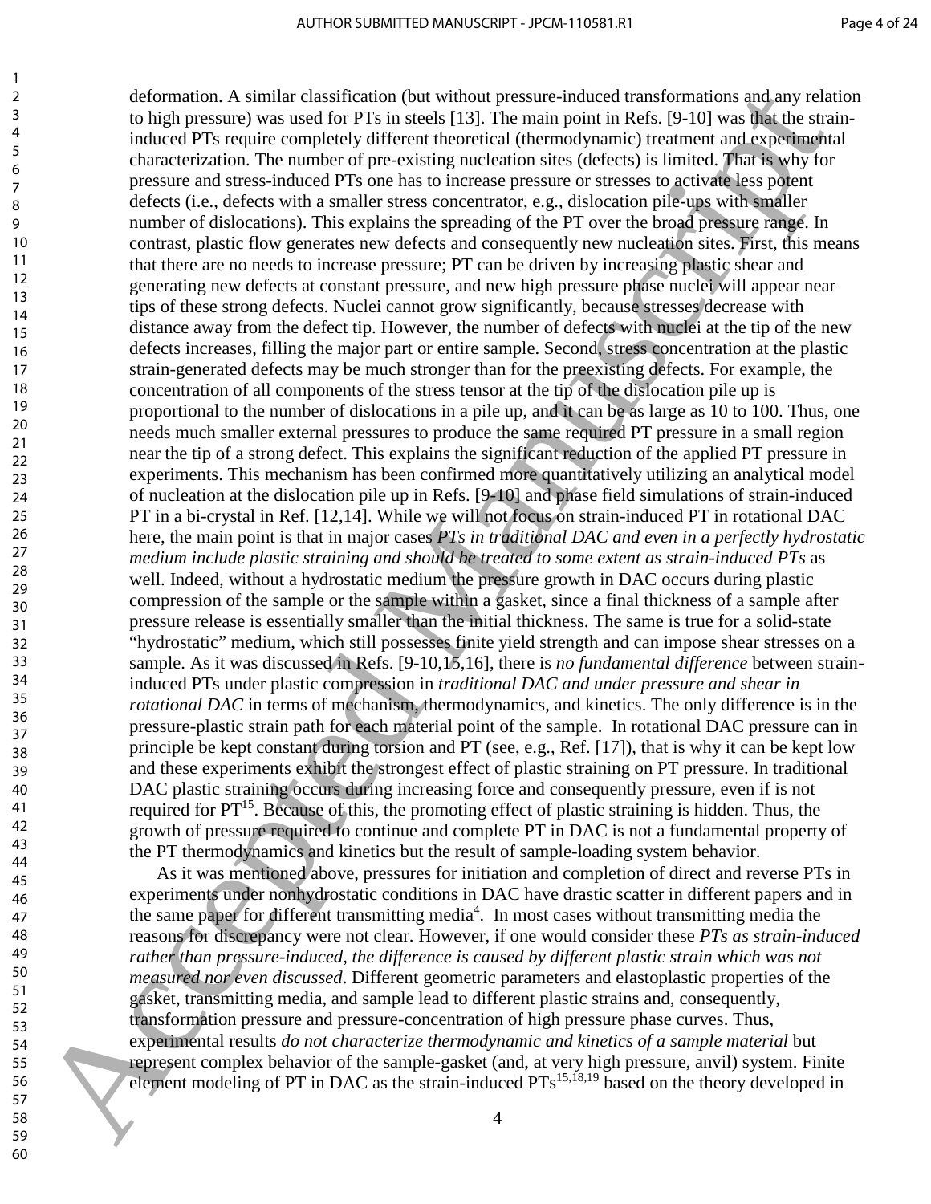deformation. A similar classification (but without pressure-induced transformations and any relation to high pressure) was used for PTs in steels [13]. The main point in Refs. [9-10] was that the strain-induced PTs require completely different theoretical (thermodynamic) treatment and experimental characterization. The number of pre-existing nucleation sites (defects) is limited. That is why for pressure and stress-induced PTs one has to increase pressure or stresses to activate less potent defects (i.e., defects with a smaller stress concentrator, e.g., dislocation pile-ups with smaller number of dislocations). This explains the spreading of the PT over the broad pressure range. In contrast, plastic flow generates new defects and consequently new nucleation sites. First, this means that there are no needs to increase pressure; PT can be driven by increasing plastic shear and generating new defects at constant pressure, and new high pressure phase nuclei will appear near tips of these strong defects. Nuclei cannot grow significantly, because stresses decrease with distance away from the defect tip. However, the number of defects with nuclei at the tip of the new defects increases, filling the major part or entire sample. Second, stress concentration at the plastic strain-generated defects may be much stronger than for the preexisting defects. For example, the concentration of all components of the stress tensor at the tip of the dislocation pile up is proportional to the number of dislocations in a pile up, and it can be as large as 10 to 100. Thus, one needs much smaller external pressures to produce the same required PT pressure in a small region near the tip of a strong defect. This explains the significant reduction of the applied PT pressure in experiments. This mechanism has been confirmed more quantitatively utilizing an analytical model of nucleation at the dislocation pile up in Refs. [9-10] and phase field simulations of strain-induced PT in a bi-crystal in Ref. [12,14]. While we will not focus on strain-induced PT in rotational DAC here, the main point is that in major cases *PTs in traditional DAC and even in a perfectly hydrostatic medium include plastic straining and should be treated to some extent as strain-induced PTs* as well. Indeed, without a hydrostatic medium the pressure growth in DAC occurs during plastic compression of the sample or the sample within a gasket, since a final thickness of a sample after pressure release is essentially smaller than the initial thickness. The same is true for a solid-state "hydrostatic" medium, which still possesses finite yield strength and can impose shear stresses on a sample. As it was discussed in Refs. [9-10,15,16], there is *no fundamental difference* between strain-induced PTs under plastic compression in *traditional DAC and under pressure and shear in rotational DAC* in terms of mechanism, thermodynamics, and kinetics. The only difference is in the pressure-plastic strain path for each material point of the sample. In rotational DAC pressure can in principle be kept constant during torsion and PT (see, e.g., Ref. [17]), that is why it can be kept low and these experiments exhibit the strongest effect of plastic straining on PT pressure. In traditional DAC plastic straining occurs during increasing force and consequently pressure, even if is not required for PT[15]. Because of this, the promoting effect of plastic straining is hidden. Thus, the growth of pressure required to continue and complete PT in DAC is not a fundamental property of the PT thermodynamics and kinetics but the result of sample-loading system behavior.

As it was mentioned above, pressures for initiation and completion of direct and reverse PTs in experiments under nonhydrostatic conditions in DAC have drastic scatter in different papers and in the same paper for different transmitting media[4]. In most cases without transmitting media the reasons for discrepancy were not clear. However, if one would consider these *PTs as strain-induced rather than pressure-induced, the difference is caused by different plastic strain which was not measured nor even discussed*. Different geometric parameters and elastoplastic properties of the gasket, transmitting media, and sample lead to different plastic strains and, consequently, transformation pressure and pressure-concentration of high pressure phase curves. Thus, experimental results *do not characterize thermodynamic and kinetics of a sample material* but represent complex behavior of the sample-gasket (and, at very high pressure, anvil) system. Finite element modeling of PT in DAC as the strain-induced PTs[15,18,19] based on the theory developed in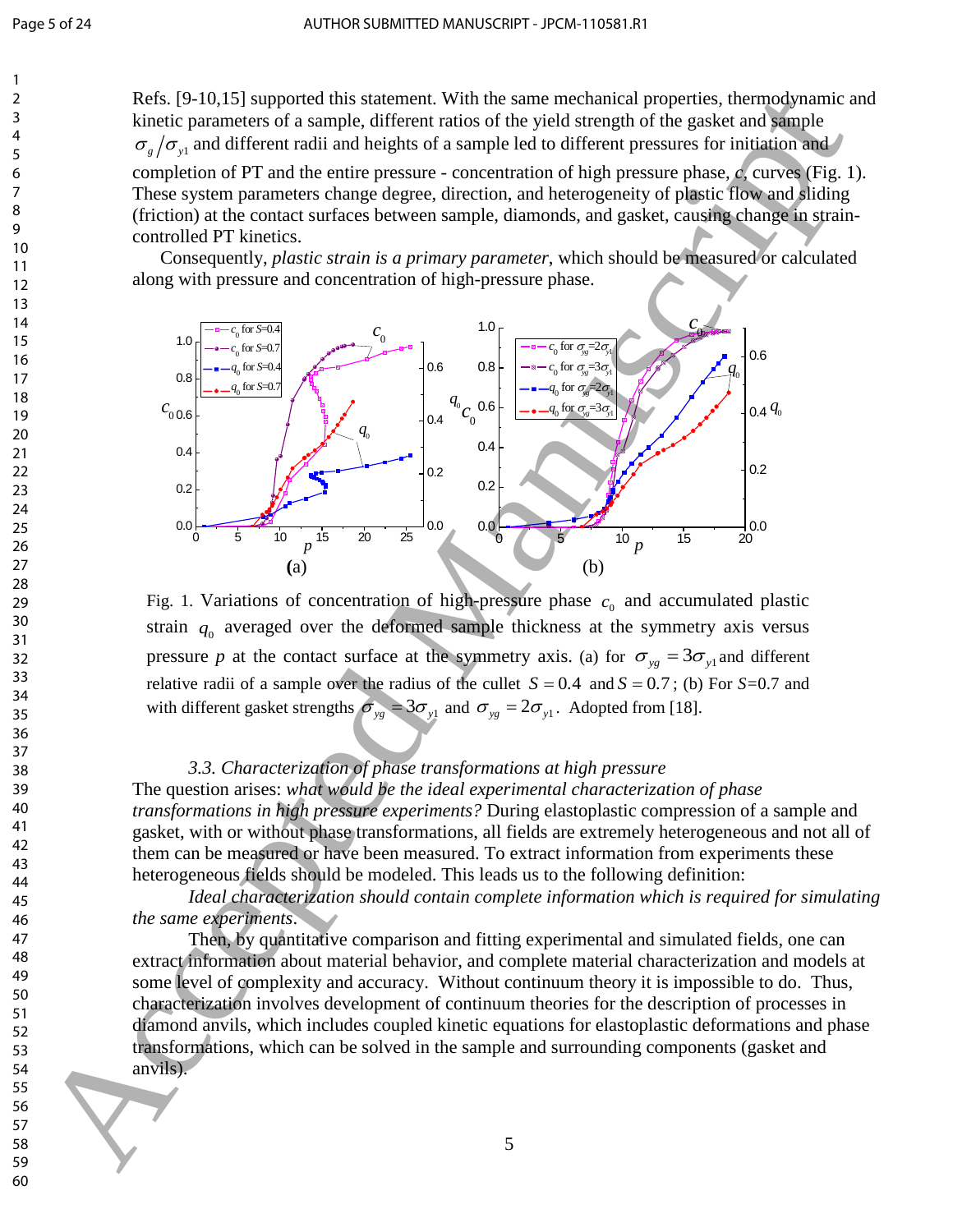Refs. [9-10,15] supported this statement. With the same mechanical properties, thermodynamic and kinetic parameters of a sample, different ratios of the yield strength of the gasket and sample $\sigma_g/\sigma_{y1}$ and different radii and heights of a sample led to different pressures for initiation and completion of PT and the entire pressure - concentration of high pressure phase, $c$, curves (Fig. 1). These system parameters change degree, direction, and heterogeneity of plastic flow and sliding (friction) at the contact surfaces between sample, diamonds, and gasket, causing change in strain-controlled PT kinetics.

Consequently, *plastic strain is a primary parameter*, which should be measured or calculated along with pressure and concentration of high-pressure phase.

Fig. 1. Variations of concentration of high-pressure phase $c_0$ and accumulated plastic strain $q_0$ averaged over the deformed sample thickness at the symmetry axis versus pressure $p$ at the contact surface at the symmetry axis. (a) for $\sigma_{yg} = 3\sigma_{y1}$ and different relative radii of a sample over the radius of the cullet $S = 0.4$ and $S = 0.7$; (b) For $S$=0.7 and with different gasket strengths $\sigma_{yg} = 3\sigma_{y1}$ and $\sigma_{yg} = 2\sigma_{y1}$. Adopted from [18].

### *3.3. Characterization of phase transformations at high pressure*

The question arises: *what would be the ideal experimental characterization of phase transformations in high pressure experiments?* During elastoplastic compression of a sample and gasket, with or without phase transformations, all fields are extremely heterogeneous and not all of them can be measured or have been measured. To extract information from experiments these heterogeneous fields should be modeled. This leads us to the following definition:

*Ideal characterization should contain complete information which is required for simulating the same experiments.*

Then, by quantitative comparison and fitting experimental and simulated fields, one can extract information about material behavior, and complete material characterization and models at some level of complexity and accuracy. Without continuum theory it is impossible to do. Thus, characterization involves development of continuum theories for the description of processes in diamond anvils, which includes coupled kinetic equations for elastoplastic deformations and phase transformations, which can be solved in the sample and surrounding components (gasket and anvils).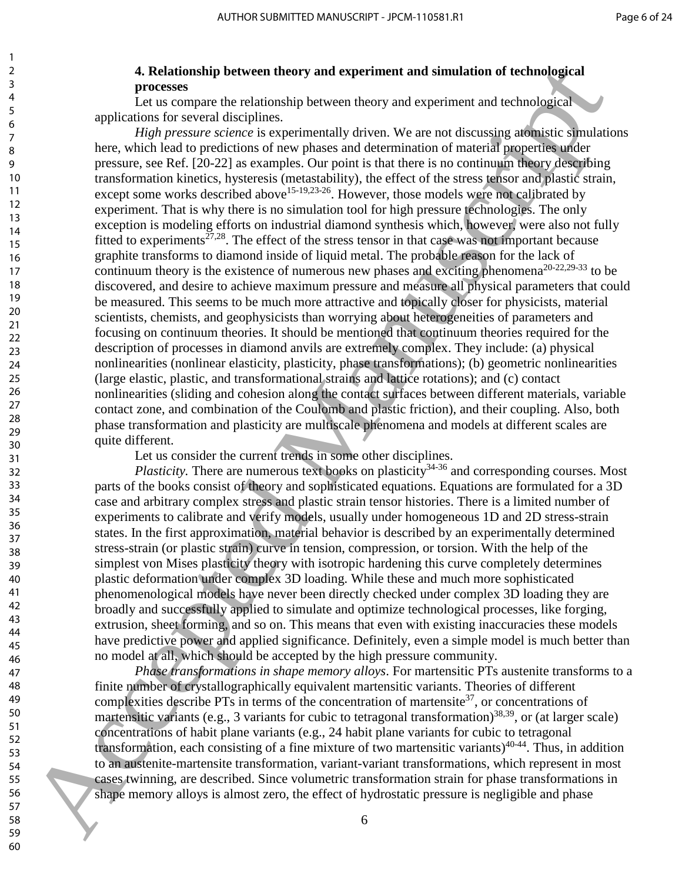**4. Relationship between theory and experiment and simulation of technological processes**

Let us compare the relationship between theory and experiment and technological applications for several disciplines.

*High pressure science* is experimentally driven. We are not discussing atomistic simulations here, which lead to predictions of new phases and determination of material properties under pressure, see Ref. [20-22] as examples. Our point is that there is no continuum theory describing transformation kinetics, hysteresis (metastability), the effect of the stress tensor and plastic strain, except some works described above[15-19,23-26]. However, those models were not calibrated by experiment. That is why there is no simulation tool for high pressure technologies. The only exception is modeling efforts on industrial diamond synthesis which, however, were also not fully fitted to experiments[27,28]. The effect of the stress tensor in that case was not important because graphite transforms to diamond inside of liquid metal. The probable reason for the lack of continuum theory is the existence of numerous new phases and exciting phenomena[20-22,29-33] to be discovered, and desire to achieve maximum pressure and measure all physical parameters that could be measured. This seems to be much more attractive and topically closer for physicists, material scientists, chemists, and geophysicists than worrying about heterogeneities of parameters and focusing on continuum theories. It should be mentioned that continuum theories required for the description of processes in diamond anvils are extremely complex. They include: (a) physical nonlinearities (nonlinear elasticity, plasticity, phase transformations); (b) geometric nonlinearities (large elastic, plastic, and transformational strains and lattice rotations); and (c) contact nonlinearities (sliding and cohesion along the contact surfaces between different materials, variable contact zone, and combination of the Coulomb and plastic friction), and their coupling. Also, both phase transformation and plasticity are multiscale phenomena and models at different scales are quite different.

Let us consider the current trends in some other disciplines.

*Plasticity.* There are numerous text books on plasticity[34-36] and corresponding courses. Most parts of the books consist of theory and sophisticated equations. Equations are formulated for a 3D case and arbitrary complex stress and plastic strain tensor histories. There is a limited number of experiments to calibrate and verify models, usually under homogeneous 1D and 2D stress-strain states. In the first approximation, material behavior is described by an experimentally determined stress-strain (or plastic strain) curve in tension, compression, or torsion. With the help of the simplest von Mises plasticity theory with isotropic hardening this curve completely determines plastic deformation under complex 3D loading. While these and much more sophisticated phenomenological models have never been directly checked under complex 3D loading they are broadly and successfully applied to simulate and optimize technological processes, like forging, extrusion, sheet forming, and so on. This means that even with existing inaccuracies these models have predictive power and applied significance. Definitely, even a simple model is much better than no model at all, which should be accepted by the high pressure community.

*Phase transformations in shape memory alloys*. For martensitic PTs austenite transforms to a finite number of crystallographically equivalent martensitic variants. Theories of different complexities describe PTs in terms of the concentration of martensite[37], or concentrations of martensitic variants (e.g., 3 variants for cubic to tetragonal transformation)[38,39], or (at larger scale) concentrations of habit plane variants (e.g., 24 habit plane variants for cubic to tetragonal transformation, each consisting of a fine mixture of two martensitic variants)[40-44]. Thus, in addition to an austenite-martensite transformation, variant-variant transformations, which represent in most cases twinning, are described. Since volumetric transformation strain for phase transformations in shape memory alloys is almost zero, the effect of hydrostatic pressure is negligible and phase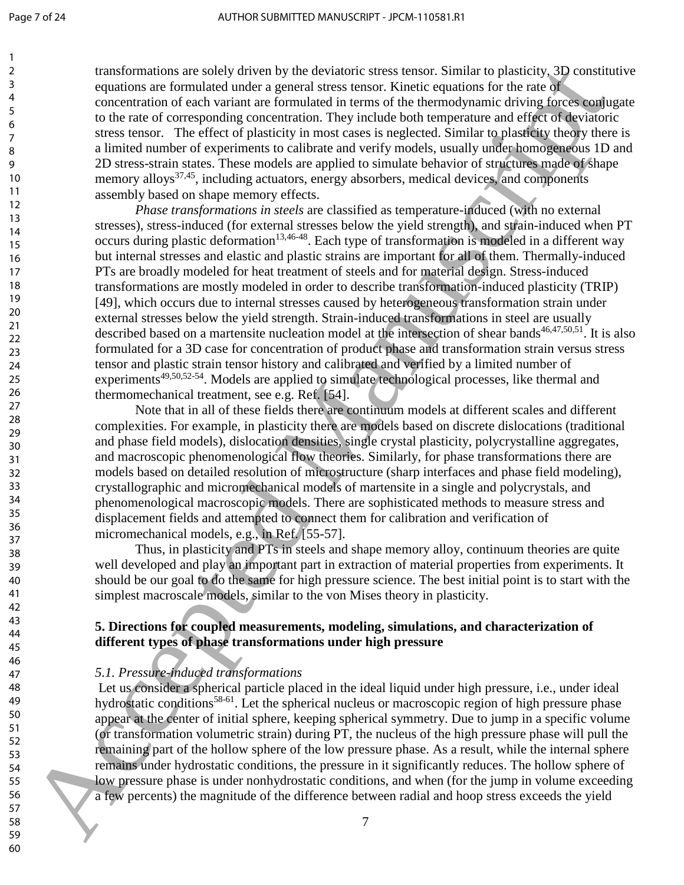transformations are solely driven by the deviatoric stress tensor. Similar to plasticity, 3D constitutive equations are formulated under a general stress tensor. Kinetic equations for the rate of concentration of each variant are formulated in terms of the thermodynamic driving forces conjugate to the rate of corresponding concentration. They include both temperature and effect of deviatoric stress tensor. The effect of plasticity in most cases is neglected. Similar to plasticity theory there is a limited number of experiments to calibrate and verify models, usually under homogeneous 1D and 2D stress-strain states. These models are applied to simulate behavior of structures made of shape memory alloys[37,45], including actuators, energy absorbers, medical devices, and components assembly based on shape memory effects.

*Phase transformations in steels* are classified as temperature-induced (with no external stresses), stress-induced (for external stresses below the yield strength), and strain-induced when PT occurs during plastic deformation[13,46-48]. Each type of transformation is modeled in a different way but internal stresses and elastic and plastic strains are important for all of them. Thermally-induced PTs are broadly modeled for heat treatment of steels and for material design. Stress-induced transformations are mostly modeled in order to describe transformation-induced plasticity (TRIP) [49], which occurs due to internal stresses caused by heterogeneous transformation strain under external stresses below the yield strength. Strain-induced transformations in steel are usually described based on a martensite nucleation model at the intersection of shear bands[46,47,50,51]. It is also formulated for a 3D case for concentration of product phase and transformation strain versus stress tensor and plastic strain tensor history and calibrated and verified by a limited number of experiments[49,50,52-54]. Models are applied to simulate technological processes, like thermal and thermomechanical treatment, see e.g. Ref. [54].

Note that in all of these fields there are continuum models at different scales and different complexities. For example, in plasticity there are models based on discrete dislocations (traditional and phase field models), dislocation densities, single crystal plasticity, polycrystalline aggregates, and macroscopic phenomenological flow theories. Similarly, for phase transformations there are models based on detailed resolution of microstructure (sharp interfaces and phase field modeling), crystallographic and micromechanical models of martensite in a single and polycrystals, and phenomenological macroscopic models. There are sophisticated methods to measure stress and displacement fields and attempted to connect them for calibration and verification of micromechanical models, e.g., in Ref. [55-57].

Thus, in plasticity and PTs in steels and shape memory alloy, continuum theories are quite well developed and play an important part in extraction of material properties from experiments. It should be our goal to do the same for high pressure science. The best initial point is to start with the simplest macroscale models, similar to the von Mises theory in plasticity.

## 5. Directions for coupled measurements, modeling, simulations, and characterization of different types of phase transformations under high pressure

### *5.1. Pressure-induced transformations*

Let us consider a spherical particle placed in the ideal liquid under high pressure, i.e., under ideal hydrostatic conditions[58-61]. Let the spherical nucleus or macroscopic region of high pressure phase appear at the center of initial sphere, keeping spherical symmetry. Due to jump in a specific volume (or transformation volumetric strain) during PT, the nucleus of the high pressure phase will pull the remaining part of the hollow sphere of the low pressure phase. As a result, while the internal sphere remains under hydrostatic conditions, the pressure in it significantly reduces. The hollow sphere of low pressure phase is under nonhydrostatic conditions, and when (for the jump in volume exceeding a few percents) the magnitude of the difference between radial and hoop stress exceeds the yield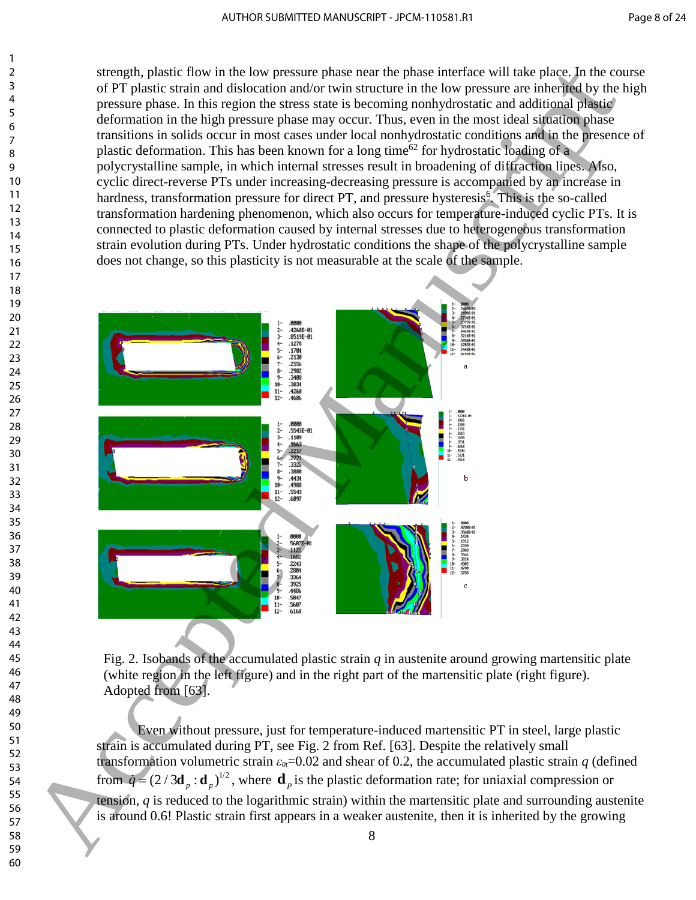strength, plastic flow in the low pressure phase near the phase interface will take place. In the course of PT plastic strain and dislocation and/or twin structure in the low pressure are inherited by the high pressure phase. In this region the stress state is becoming nonhydrostatic and additional plastic deformation in the high pressure phase may occur. Thus, even in the most ideal situation phase transitions in solids occur in most cases under local nonhydrostatic conditions and in the presence of plastic deformation. This has been known for a long time[62] for hydrostatic loading of a polycrystalline sample, in which internal stresses result in broadening of diffraction lines. Also, cyclic direct-reverse PTs under increasing-decreasing pressure is accompanied by an increase in hardness, transformation pressure for direct PT, and pressure hysteresis[6]. This is the so-called transformation hardening phenomenon, which also occurs for temperature-induced cyclic PTs. It is connected to plastic deformation caused by internal stresses due to heterogeneous transformation strain evolution during PTs. Under hydrostatic conditions the shape of the polycrystalline sample does not change, so this plasticity is not measurable at the scale of the sample.

Fig. 2. Isobands of the accumulated plastic strain $q$ in austenite around growing martensitic plate (white region in the left figure) and in the right part of the martensitic plate (right figure). Adopted from [63].

Even without pressure, just for temperature-induced martensitic PT in steel, large plastic strain is accumulated during PT, see Fig. 2 from Ref. [63]. Despite the relatively small transformation volumetric strain $\varepsilon_{0t}$=0.02 and shear of 0.2, the accumulated plastic strain $q$ (defined from $\dot{q} = (2/3\mathbf{d}_p : \mathbf{d}_p)^{1/2}$, where $\mathbf{d}_p$ is the plastic deformation rate; for uniaxial compression or tension, $q$ is reduced to the logarithmic strain) within the martensitic plate and surrounding austenite is around 0.6! Plastic strain first appears in a weaker austenite, then it is inherited by the growing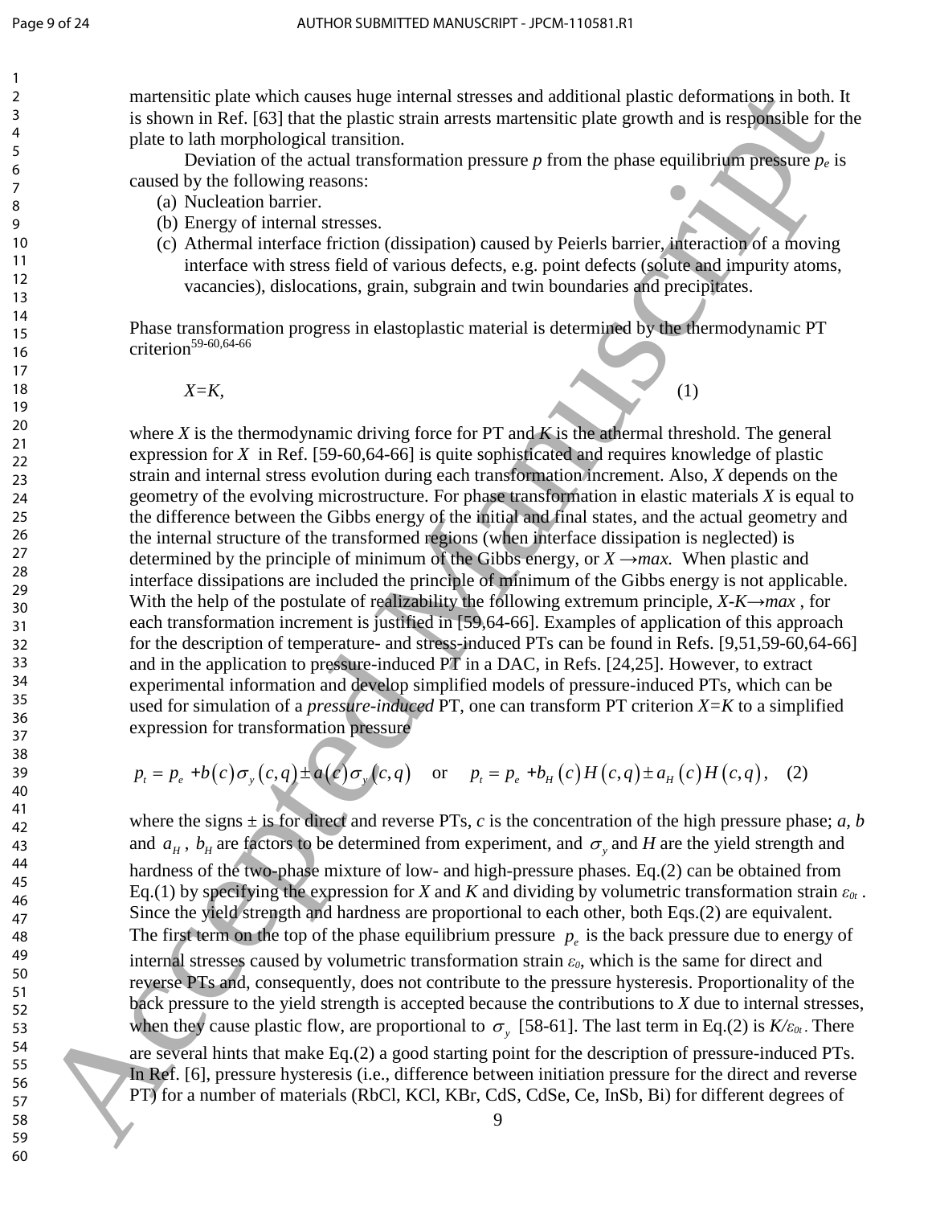martensitic plate which causes huge internal stresses and additional plastic deformations in both. It is shown in Ref. [63] that the plastic strain arrests martensitic plate growth and is responsible for the plate to lath morphological transition.

Deviation of the actual transformation pressure $p$ from the phase equilibrium pressure $p_e$ is caused by the following reasons:

(a) Nucleation barrier.
(b) Energy of internal stresses.
(c) Athermal interface friction (dissipation) caused by Peierls barrier, interaction of a moving interface with stress field of various defects, e.g. point defects (solute and impurity atoms, vacancies), dislocations, grain, subgrain and twin boundaries and precipitates.

Phase transformation progress in elastoplastic material is determined by the thermodynamic PT criterion[59-60,64-66]

$$X=K, \quad (1)$$

where $X$ is the thermodynamic driving force for PT and $K$ is the athermal threshold. The general expression for $X$ in Ref. [59-60,64-66] is quite sophisticated and requires knowledge of plastic strain and internal stress evolution during each transformation increment. Also, $X$ depends on the geometry of the evolving microstructure. For phase transformation in elastic materials $X$ is equal to the difference between the Gibbs energy of the initial and final states, and the actual geometry and the internal structure of the transformed regions (when interface dissipation is neglected) is determined by the principle of minimum of the Gibbs energy, or $X \rightarrow max$. When plastic and interface dissipations are included the principle of minimum of the Gibbs energy is not applicable. With the help of the postulate of realizability the following extremum principle, $X\text{-}K \rightarrow max$ , for each transformation increment is justified in [59,64-66]. Examples of application of this approach for the description of temperature- and stress-induced PTs can be found in Refs. [9,51,59-60,64-66] and in the application to pressure-induced PT in a DAC, in Refs. [24,25]. However, to extract experimental information and develop simplified models of pressure-induced PTs, which can be used for simulation of a *pressure-induced* PT, one can transform PT criterion $X=K$ to a simplified expression for transformation pressure

$$p_t = p_e + b(c)\sigma_y(c,q) \pm a(c)\sigma_y(c,q) \quad \text{or} \quad p_t = p_e + b_H(c)H(c,q) \pm a_H(c)H(c,q), \quad (2)$$

where the signs ± is for direct and reverse PTs, $c$ is the concentration of the high pressure phase; $a$, $b$ and $a_H$ , $b_H$ are factors to be determined from experiment, and $\sigma_y$ and $H$ are the yield strength and hardness of the two-phase mixture of low- and high-pressure phases. Eq.(2) can be obtained from Eq.(1) by specifying the expression for $X$ and $K$ and dividing by volumetric transformation strain $\varepsilon_{0t}$ . Since the yield strength and hardness are proportional to each other, both Eqs.(2) are equivalent. The first term on the top of the phase equilibrium pressure $p_e$ is the back pressure due to energy of internal stresses caused by volumetric transformation strain $\varepsilon_0$, which is the same for direct and reverse PTs and, consequently, does not contribute to the pressure hysteresis. Proportionality of the back pressure to the yield strength is accepted because the contributions to $X$ due to internal stresses, when they cause plastic flow, are proportional to $\sigma_y$ [58-61]. The last term in Eq.(2) is $K/\varepsilon_{0t}$. There are several hints that make Eq.(2) a good starting point for the description of pressure-induced PTs. In Ref. [6], pressure hysteresis (i.e., difference between initiation pressure for the direct and reverse PT) for a number of materials (RbCl, KCl, KBr, CdS, CdSe, Ce, InSb, Bi) for different degrees of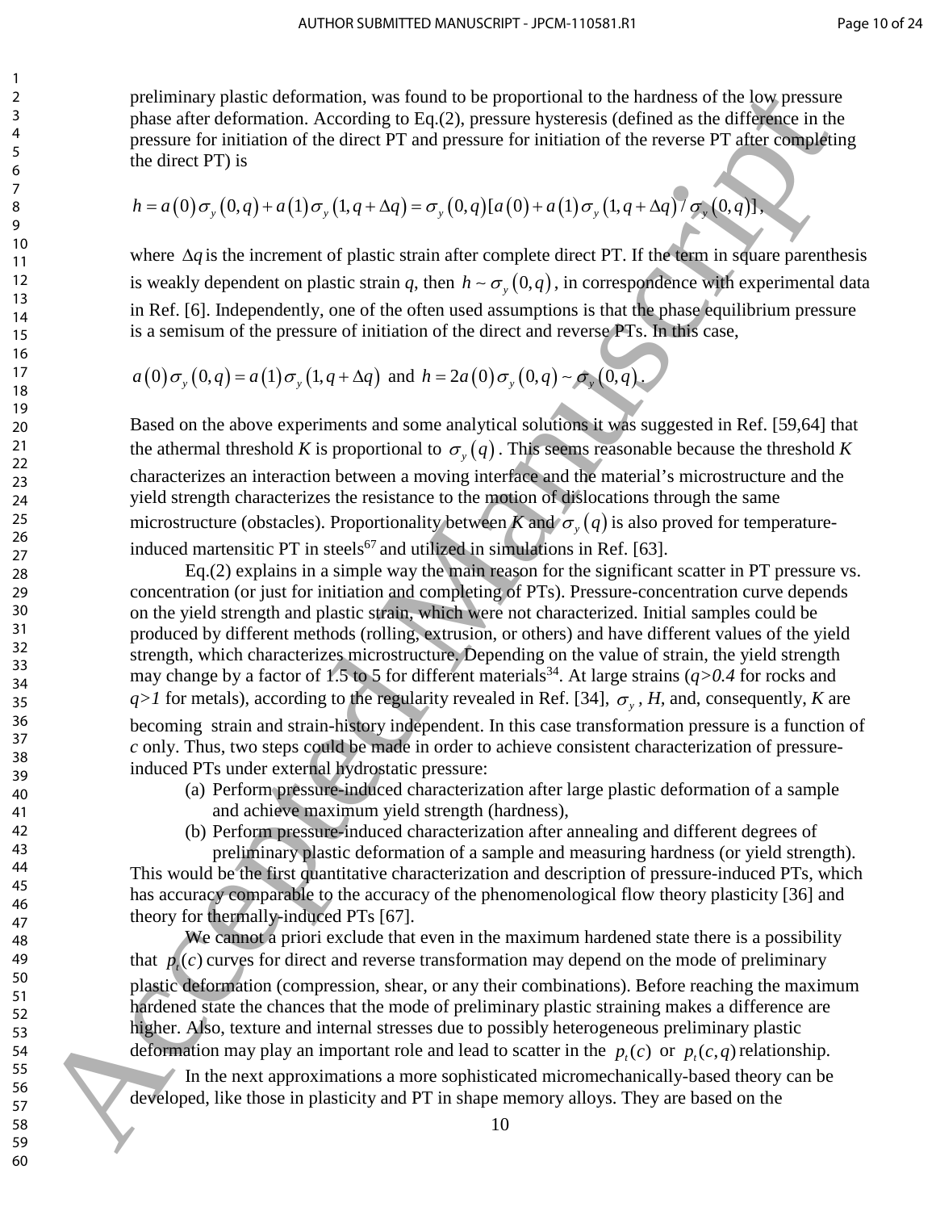preliminary plastic deformation, was found to be proportional to the hardness of the low pressure phase after deformation. According to Eq.(2), pressure hysteresis (defined as the difference in the pressure for initiation of the direct PT and pressure for initiation of the reverse PT after completing the direct PT) is

$$h = a(0)\sigma_y(0,q) + a(1)\sigma_y(1,q+\Delta q) = \sigma_y(0,q)[a(0) + a(1)\sigma_y(1,q+\Delta q)/\sigma_y(0,q)],$$

where $\Delta q$ is the increment of plastic strain after complete direct PT. If the term in square parenthesis is weakly dependent on plastic strain *q*, then $h \sim \sigma_y(0,q)$, in correspondence with experimental data in Ref. [6]. Independently, one of the often used assumptions is that the phase equilibrium pressure is a semisum of the pressure of initiation of the direct and reverse PTs. In this case,

$$a(0)\sigma_y(0,q) = a(1)\sigma_y(1,q+\Delta q) \text{ and } h = 2a(0)\sigma_y(0,q) \sim \sigma_y(0,q).$$

Based on the above experiments and some analytical solutions it was suggested in Ref. [59,64] that the athermal threshold *K* is proportional to $\sigma_y(q)$. This seems reasonable because the threshold *K* characterizes an interaction between a moving interface and the material's microstructure and the yield strength characterizes the resistance to the motion of dislocations through the same microstructure (obstacles). Proportionality between *K* and $\sigma_y(q)$ is also proved for temperature-induced martensitic PT in steels[67] and utilized in simulations in Ref. [63].

Eq.(2) explains in a simple way the main reason for the significant scatter in PT pressure vs. concentration (or just for initiation and completing of PTs). Pressure-concentration curve depends on the yield strength and plastic strain, which were not characterized. Initial samples could be produced by different methods (rolling, extrusion, or others) and have different values of the yield strength, which characterizes microstructure. Depending on the value of strain, the yield strength may change by a factor of 1.5 to 5 for different materials[34]. At large strains ($q>0.4$ for rocks and $q>1$ for metals), according to the regularity revealed in Ref. [34], $\sigma_y$, *H*, and, consequently, *K* are becoming strain and strain-history independent. In this case transformation pressure is a function of *c* only. Thus, two steps could be made in order to achieve consistent characterization of pressure-induced PTs under external hydrostatic pressure:

(a) Perform pressure-induced characterization after large plastic deformation of a sample and achieve maximum yield strength (hardness),

(b) Perform pressure-induced characterization after annealing and different degrees of preliminary plastic deformation of a sample and measuring hardness (or yield strength).

This would be the first quantitative characterization and description of pressure-induced PTs, which has accuracy comparable to the accuracy of the phenomenological flow theory plasticity [36] and theory for thermally-induced PTs [67].

We cannot a priori exclude that even in the maximum hardened state there is a possibility that $p_t(c)$ curves for direct and reverse transformation may depend on the mode of preliminary plastic deformation (compression, shear, or any their combinations). Before reaching the maximum hardened state the chances that the mode of preliminary plastic straining makes a difference are higher. Also, texture and internal stresses due to possibly heterogeneous preliminary plastic deformation may play an important role and lead to scatter in the $p_t(c)$ or $p_t(c,q)$ relationship.

In the next approximations a more sophisticated micromechanically-based theory can be developed, like those in plasticity and PT in shape memory alloys. They are based on the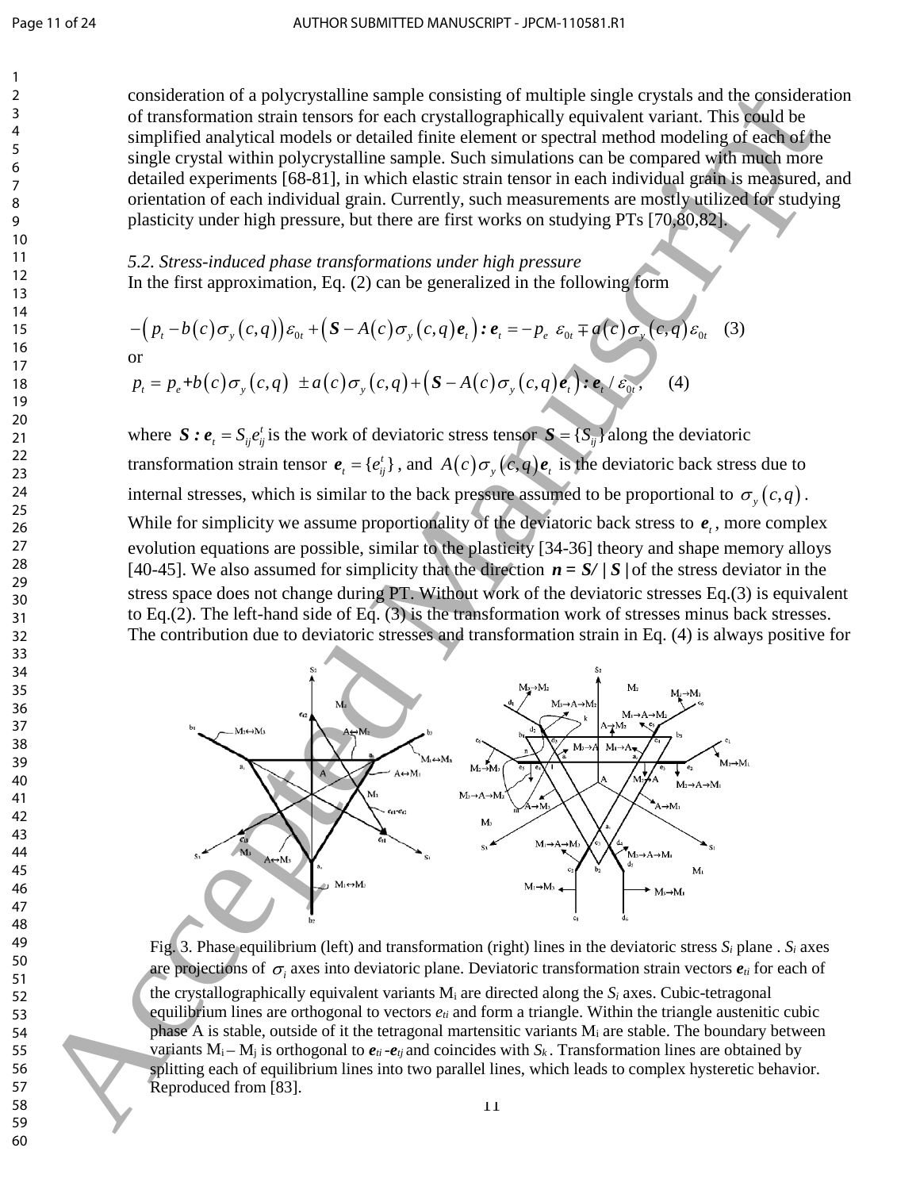consideration of a polycrystalline sample consisting of multiple single crystals and the consideration of transformation strain tensors for each crystallographically equivalent variant. This could be simplified analytical models or detailed finite element or spectral method modeling of each of the single crystal within polycrystalline sample. Such simulations can be compared with much more detailed experiments [68-81], in which elastic strain tensor in each individual grain is measured, and orientation of each individual grain. Currently, such measurements are mostly utilized for studying plasticity under high pressure, but there are first works on studying PTs [70,80,82].

### *5.2. Stress-induced phase transformations under high pressure*

In the first approximation, Eq. (2) can be generalized in the following form

$$-\left(p_t - b(c)\sigma_y(c,q)\right)\varepsilon_{0t} + \left(\boldsymbol{S} - A(c)\sigma_y(c,q)\boldsymbol{e}_t\right):\boldsymbol{e}_t = -p_e\ \varepsilon_{0t} \mp a(c)\sigma_y(c,q)\varepsilon_{0t} \quad (3)$$

or

$$p_t = p_e + b(c)\sigma_y(c,q)\ \pm a(c)\sigma_y(c,q) + \left(\boldsymbol{S} - A(c)\sigma_y(c,q)\boldsymbol{e}_t\right):\boldsymbol{e}_t / \varepsilon_{0t}, \quad (4)$$

where $\boldsymbol{S}:\boldsymbol{e}_t = S_{ij}e^t_{ij}$ is the work of deviatoric stress tensor $\boldsymbol{S} = \{S_{ij}\}$ along the deviatoric transformation strain tensor $\boldsymbol{e}_t = \{e^t_{ij}\}$, and $A(c)\sigma_y(c,q)\boldsymbol{e}_t$ is the deviatoric back stress due to internal stresses, which is similar to the back pressure assumed to be proportional to $\sigma_y(c,q)$. While for simplicity we assume proportionality of the deviatoric back stress to $\boldsymbol{e}_t$, more complex evolution equations are possible, similar to the plasticity [34-36] theory and shape memory alloys [40-45]. We also assumed for simplicity that the direction $\boldsymbol{n} = \boldsymbol{S}/|\boldsymbol{S}|$ of the stress deviator in the stress space does not change during PT. Without work of the deviatoric stresses Eq.(3) is equivalent to Eq.(2). The left-hand side of Eq. (3) is the transformation work of stresses minus back stresses. The contribution due to deviatoric stresses and transformation strain in Eq. (4) is always positive for

Fig. 3. Phase equilibrium (left) and transformation (right) lines in the deviatoric stress $S_i$ plane . $S_i$ axes are projections of $\sigma_i$ axes into deviatoric plane. Deviatoric transformation strain vectors $\boldsymbol{e}_{ti}$ for each of the crystallographically equivalent variants $M_i$ are directed along the $S_i$ axes. Cubic-tetragonal equilibrium lines are orthogonal to vectors $e_{ti}$ and form a triangle. Within the triangle austenitic cubic phase A is stable, outside of it the tetragonal martensitic variants $M_i$ are stable. The boundary between variants $M_i - M_j$ is orthogonal to $\boldsymbol{e}_{ti} - \boldsymbol{e}_{tj}$ and coincides with $S_k$. Transformation lines are obtained by splitting each of equilibrium lines into two parallel lines, which leads to complex hysteretic behavior. Reproduced from [83].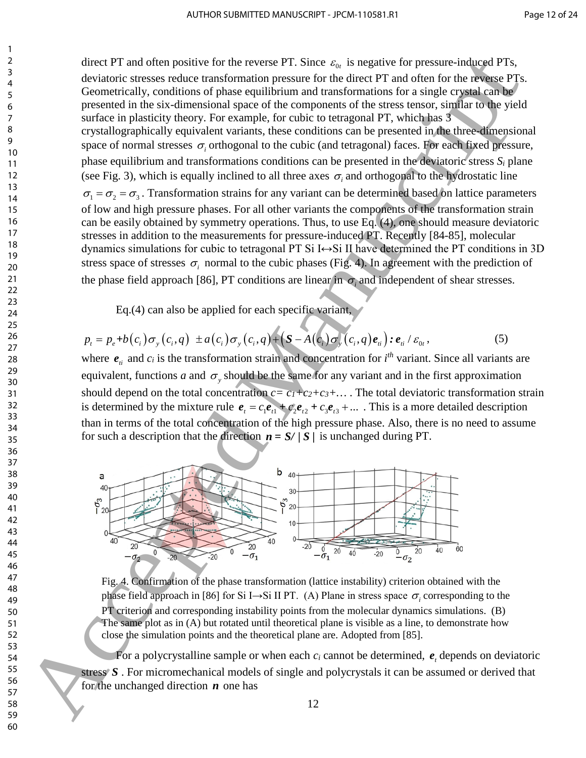direct PT and often positive for the reverse PT. Since $\varepsilon_{0t}$ is negative for pressure-induced PTs, deviatoric stresses reduce transformation pressure for the direct PT and often for the reverse PTs. Geometrically, conditions of phase equilibrium and transformations for a single crystal can be presented in the six-dimensional space of the components of the stress tensor, similar to the yield surface in plasticity theory. For example, for cubic to tetragonal PT, which has 3 crystallographically equivalent variants, these conditions can be presented in the three-dimensional space of normal stresses $\sigma_i$ orthogonal to the cubic (and tetragonal) faces. For each fixed pressure, phase equilibrium and transformations conditions can be presented in the deviatoric stress $S_i$ plane (see Fig. 3), which is equally inclined to all three axes $\sigma_i$ and orthogonal to the hydrostatic line $\sigma_1 = \sigma_2 = \sigma_3$. Transformation strains for any variant can be determined based on lattice parameters of low and high pressure phases. For all other variants the components of the transformation strain can be easily obtained by symmetry operations. Thus, to use Eq. (4), one should measure deviatoric stresses in addition to the measurements for pressure-induced PT. Recently [84-85], molecular dynamics simulations for cubic to tetragonal PT Si I↔Si II have determined the PT conditions in 3D stress space of stresses $\sigma_i$ normal to the cubic phases (Fig. 4). In agreement with the prediction of the phase field approach [86], PT conditions are linear in $\sigma_i$ and independent of shear stresses.

Eq.(4) can also be applied for each specific variant,

$$p_t = p_e + b(c_i)\sigma_y(c_i,q) \pm a(c_i)\sigma_y(c_i,q) + \left(\boldsymbol{S} - A(c_i)\sigma_y(c_i,q)\boldsymbol{e}_{ti}\right) : \boldsymbol{e}_{ti} / \varepsilon_{0t}, \tag{5}$$

where $\boldsymbol{e}_{ti}$ and $c_i$ is the transformation strain and concentration for $i^{th}$ variant. Since all variants are equivalent, functions $a$ and $\sigma_y$ should be the same for any variant and in the first approximation should depend on the total concentration $c = c_1 + c_2 + c_3 + \dots$ . The total deviatoric transformation strain is determined by the mixture rule $\boldsymbol{e}_t = c_1\boldsymbol{e}_{t1} + c_2\boldsymbol{e}_{t2} + c_3\boldsymbol{e}_{t3} + \dots$ . This is a more detailed description than in terms of the total concentration of the high pressure phase. Also, there is no need to assume for such a description that the direction $\boldsymbol{n} = \boldsymbol{S}/|\boldsymbol{S}|$ is unchanged during PT.

Fig. 4. Confirmation of the phase transformation (lattice instability) criterion obtained with the phase field approach in [86] for Si I→Si II PT. (A) Plane in stress space $\sigma_i$ corresponding to the PT criterion and corresponding instability points from the molecular dynamics simulations. (B) The same plot as in (A) but rotated until theoretical plane is visible as a line, to demonstrate how close the simulation points and the theoretical plane are. Adopted from [85].

For a polycrystalline sample or when each $c_i$ cannot be determined, $\boldsymbol{e}_t$ depends on deviatoric stress $\boldsymbol{S}$. For micromechanical models of single and polycrystals it can be assumed or derived that for the unchanged direction $\boldsymbol{n}$ one has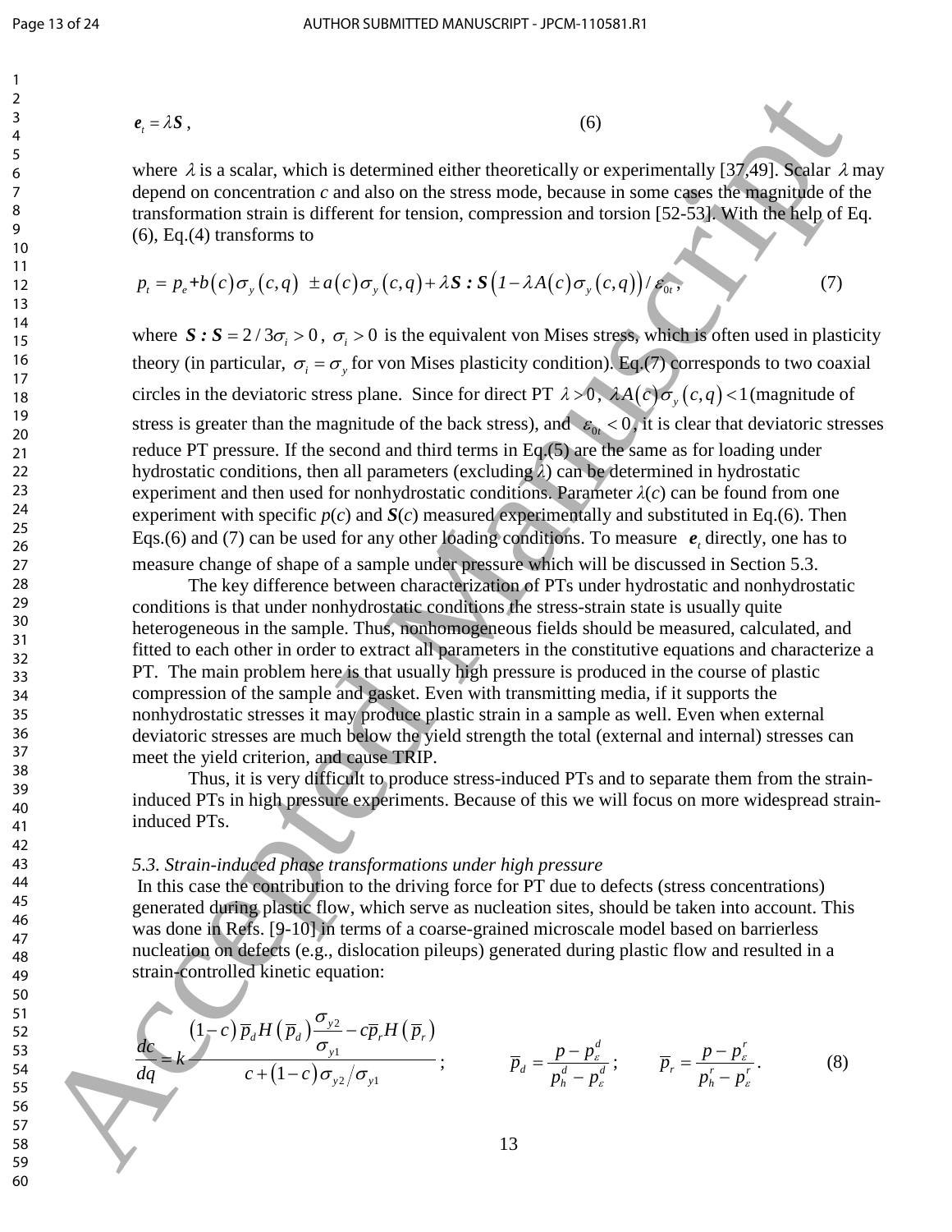$$\boldsymbol{e}_t = \lambda \boldsymbol{S}\,, \tag{6}$$

where $\lambda$ is a scalar, which is determined either theoretically or experimentally [37,49]. Scalar $\lambda$ may depend on concentration *c* and also on the stress mode, because in some cases the magnitude of the transformation strain is different for tension, compression and torsion [52-53]. With the help of Eq. (6), Eq.(4) transforms to

$$p_t = p_e + b(c)\sigma_y(c,q) \ \pm a(c)\sigma_y(c,q) + \lambda \boldsymbol{S} : \boldsymbol{S}\left(1 - \lambda A(c)\sigma_y(c,q)\right)/\varepsilon_{0t}\,, \tag{7}$$

where $\boldsymbol{S} : \boldsymbol{S} = 2/3\sigma_i > 0$, $\sigma_i > 0$ is the equivalent von Mises stress, which is often used in plasticity theory (in particular, $\sigma_i = \sigma_y$ for von Mises plasticity condition). Eq.(7) corresponds to two coaxial circles in the deviatoric stress plane. Since for direct PT $\lambda > 0$, $\lambda A(c)\sigma_y(c,q) < 1$ (magnitude of stress is greater than the magnitude of the back stress), and $\varepsilon_{0t} < 0$, it is clear that deviatoric stresses reduce PT pressure. If the second and third terms in Eq.(5) are the same as for loading under hydrostatic conditions, then all parameters (excluding $\lambda$) can be determined in hydrostatic experiment and then used for nonhydrostatic conditions. Parameter $\lambda(c)$ can be found from one experiment with specific $p(c)$ and $\boldsymbol{S}(c)$ measured experimentally and substituted in Eq.(6). Then Eqs.(6) and (7) can be used for any other loading conditions. To measure $\boldsymbol{e}_t$ directly, one has to measure change of shape of a sample under pressure which will be discussed in Section 5.3.

The key difference between characterization of PTs under hydrostatic and nonhydrostatic conditions is that under nonhydrostatic conditions the stress-strain state is usually quite heterogeneous in the sample. Thus, nonhomogeneous fields should be measured, calculated, and fitted to each other in order to extract all parameters in the constitutive equations and characterize a PT. The main problem here is that usually high pressure is produced in the course of plastic compression of the sample and gasket. Even with transmitting media, if it supports the nonhydrostatic stresses it may produce plastic strain in a sample as well. Even when external deviatoric stresses are much below the yield strength the total (external and internal) stresses can meet the yield criterion, and cause TRIP.

Thus, it is very difficult to produce stress-induced PTs and to separate them from the strain-induced PTs in high pressure experiments. Because of this we will focus on more widespread strain-induced PTs.

### *5.3. Strain-induced phase transformations under high pressure*

In this case the contribution to the driving force for PT due to defects (stress concentrations) generated during plastic flow, which serve as nucleation sites, should be taken into account. This was done in Refs. [9-10] in terms of a coarse-grained microscale model based on barrierless nucleation on defects (e.g., dislocation pileups) generated during plastic flow and resulted in a strain-controlled kinetic equation:

$$\frac{dc}{dq} = k\frac{(1-c)\,\overline{p}_d H(\overline{p}_d)\dfrac{\sigma_{y2}}{\sigma_{y1}} - c\overline{p}_r H(\overline{p}_r)}{c + (1-c)\sigma_{y2}/\sigma_{y1}}\,; \qquad \overline{p}_d = \frac{p - p_\varepsilon^d}{p_h^d - p_\varepsilon^d}\,; \qquad \overline{p}_r = \frac{p - p_\varepsilon^r}{p_h^r - p_\varepsilon^r}\,. \tag{8}$$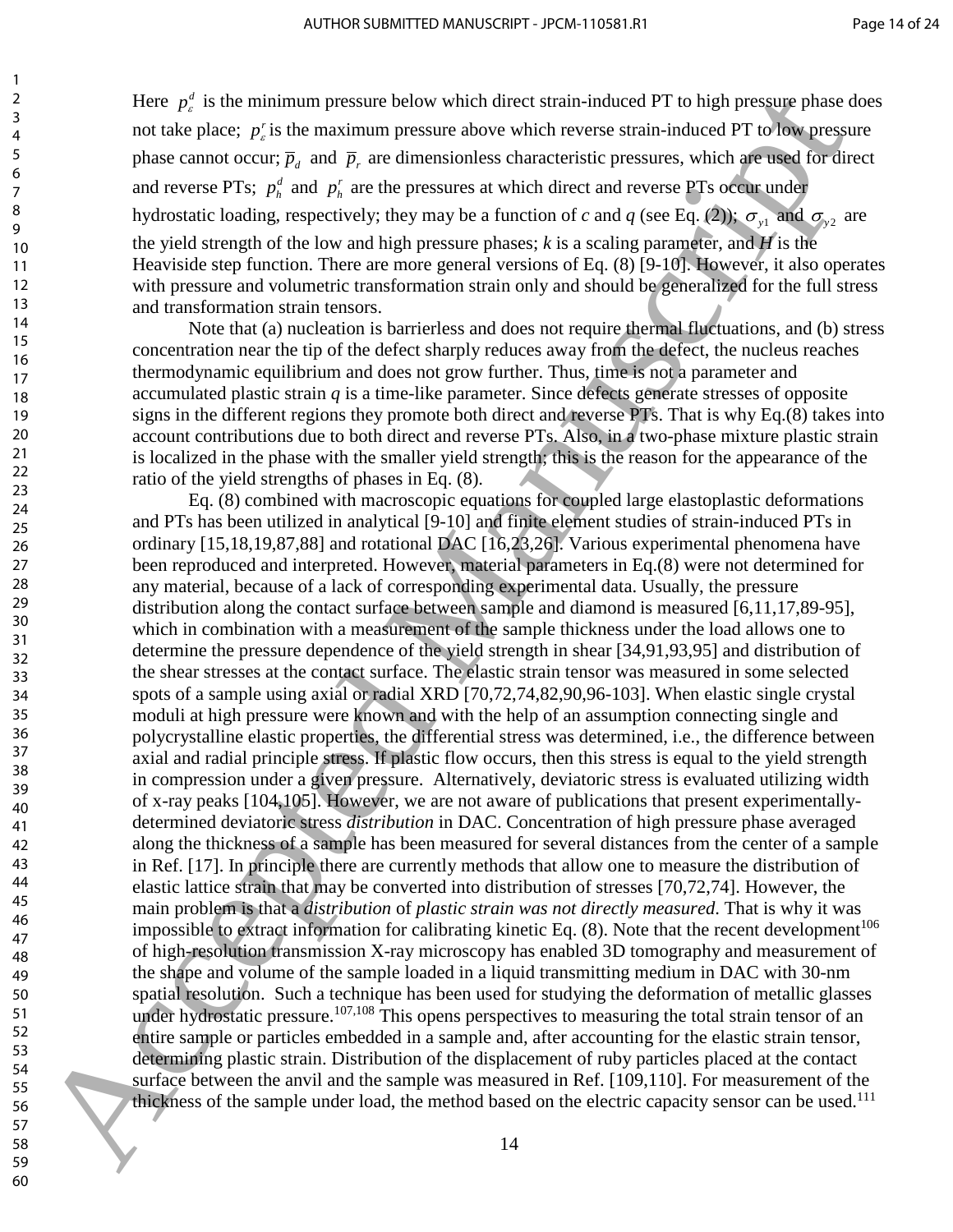Here $p_\varepsilon^d$ is the minimum pressure below which direct strain-induced PT to high pressure phase does not take place; $p_\varepsilon^r$ is the maximum pressure above which reverse strain-induced PT to low pressure phase cannot occur; $\bar{p}_d$ and $\bar{p}_r$ are dimensionless characteristic pressures, which are used for direct and reverse PTs; $p_h^d$ and $p_h^r$ are the pressures at which direct and reverse PTs occur under hydrostatic loading, respectively; they may be a function of *c* and *q* (see Eq. (2)); $\sigma_{y1}$ and $\sigma_{y2}$ are the yield strength of the low and high pressure phases; *k* is a scaling parameter, and *H* is the Heaviside step function. There are more general versions of Eq. (8) [9-10]. However, it also operates with pressure and volumetric transformation strain only and should be generalized for the full stress and transformation strain tensors.

Note that (a) nucleation is barrierless and does not require thermal fluctuations, and (b) stress concentration near the tip of the defect sharply reduces away from the defect, the nucleus reaches thermodynamic equilibrium and does not grow further. Thus, time is not a parameter and accumulated plastic strain *q* is a time-like parameter. Since defects generate stresses of opposite signs in the different regions they promote both direct and reverse PTs. That is why Eq.(8) takes into account contributions due to both direct and reverse PTs. Also, in a two-phase mixture plastic strain is localized in the phase with the smaller yield strength; this is the reason for the appearance of the ratio of the yield strengths of phases in Eq. (8).

Eq. (8) combined with macroscopic equations for coupled large elastoplastic deformations and PTs has been utilized in analytical [9-10] and finite element studies of strain-induced PTs in ordinary [15,18,19,87,88] and rotational DAC [16,23,26]. Various experimental phenomena have been reproduced and interpreted. However, material parameters in Eq.(8) were not determined for any material, because of a lack of corresponding experimental data. Usually, the pressure distribution along the contact surface between sample and diamond is measured [6,11,17,89-95], which in combination with a measurement of the sample thickness under the load allows one to determine the pressure dependence of the yield strength in shear [34,91,93,95] and distribution of the shear stresses at the contact surface. The elastic strain tensor was measured in some selected spots of a sample using axial or radial XRD [70,72,74,82,90,96-103]. When elastic single crystal moduli at high pressure were known and with the help of an assumption connecting single and polycrystalline elastic properties, the differential stress was determined, i.e., the difference between axial and radial principle stress. If plastic flow occurs, then this stress is equal to the yield strength in compression under a given pressure. Alternatively, deviatoric stress is evaluated utilizing width of x-ray peaks [104,105]. However, we are not aware of publications that present experimentally-determined deviatoric stress *distribution* in DAC. Concentration of high pressure phase averaged along the thickness of a sample has been measured for several distances from the center of a sample in Ref. [17]. In principle there are currently methods that allow one to measure the distribution of elastic lattice strain that may be converted into distribution of stresses [70,72,74]. However, the main problem is that a *distribution* of *plastic strain was not directly measured*. That is why it was impossible to extract information for calibrating kinetic Eq. (8). Note that the recent development[106] of high-resolution transmission X-ray microscopy has enabled 3D tomography and measurement of the shape and volume of the sample loaded in a liquid transmitting medium in DAC with 30-nm spatial resolution. Such a technique has been used for studying the deformation of metallic glasses under hydrostatic pressure.[107,108] This opens perspectives to measuring the total strain tensor of an entire sample or particles embedded in a sample and, after accounting for the elastic strain tensor, determining plastic strain. Distribution of the displacement of ruby particles placed at the contact surface between the anvil and the sample was measured in Ref. [109,110]. For measurement of the thickness of the sample under load, the method based on the electric capacity sensor can be used.[111]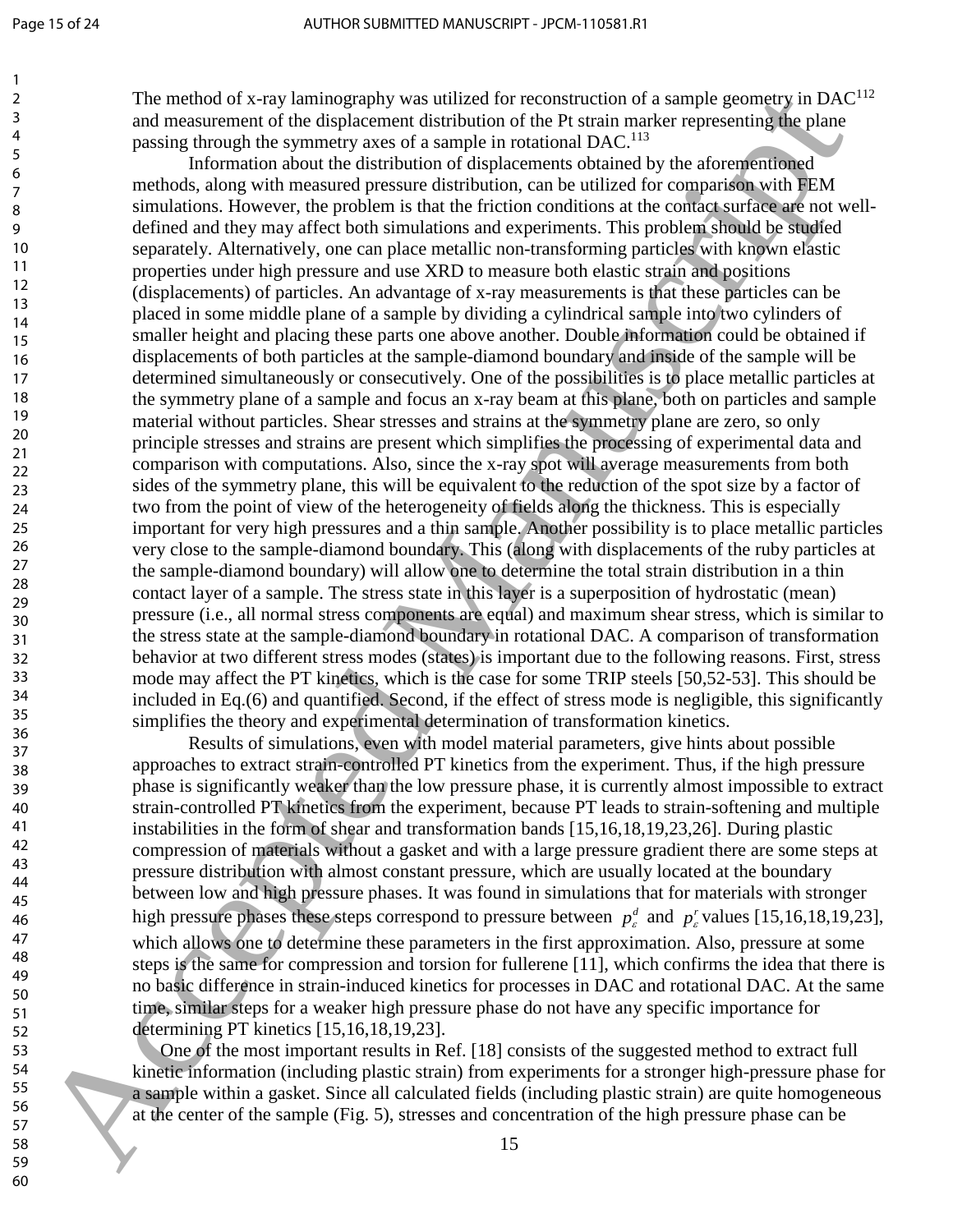The method of x-ray laminography was utilized for reconstruction of a sample geometry in DAC[112] and measurement of the displacement distribution of the Pt strain marker representing the plane passing through the symmetry axes of a sample in rotational DAC.[113]

Information about the distribution of displacements obtained by the aforementioned methods, along with measured pressure distribution, can be utilized for comparison with FEM simulations. However, the problem is that the friction conditions at the contact surface are not well-defined and they may affect both simulations and experiments. This problem should be studied separately. Alternatively, one can place metallic non-transforming particles with known elastic properties under high pressure and use XRD to measure both elastic strain and positions (displacements) of particles. An advantage of x-ray measurements is that these particles can be placed in some middle plane of a sample by dividing a cylindrical sample into two cylinders of smaller height and placing these parts one above another. Double information could be obtained if displacements of both particles at the sample-diamond boundary and inside of the sample will be determined simultaneously or consecutively. One of the possibilities is to place metallic particles at the symmetry plane of a sample and focus an x-ray beam at this plane, both on particles and sample material without particles. Shear stresses and strains at the symmetry plane are zero, so only principle stresses and strains are present which simplifies the processing of experimental data and comparison with computations. Also, since the x-ray spot will average measurements from both sides of the symmetry plane, this will be equivalent to the reduction of the spot size by a factor of two from the point of view of the heterogeneity of fields along the thickness. This is especially important for very high pressures and a thin sample. Another possibility is to place metallic particles very close to the sample-diamond boundary. This (along with displacements of the ruby particles at the sample-diamond boundary) will allow one to determine the total strain distribution in a thin contact layer of a sample. The stress state in this layer is a superposition of hydrostatic (mean) pressure (i.e., all normal stress components are equal) and maximum shear stress, which is similar to the stress state at the sample-diamond boundary in rotational DAC. A comparison of transformation behavior at two different stress modes (states) is important due to the following reasons. First, stress mode may affect the PT kinetics, which is the case for some TRIP steels [50,52-53]. This should be included in Eq.(6) and quantified. Second, if the effect of stress mode is negligible, this significantly simplifies the theory and experimental determination of transformation kinetics.

Results of simulations, even with model material parameters, give hints about possible approaches to extract strain-controlled PT kinetics from the experiment. Thus, if the high pressure phase is significantly weaker than the low pressure phase, it is currently almost impossible to extract strain-controlled PT kinetics from the experiment, because PT leads to strain-softening and multiple instabilities in the form of shear and transformation bands [15,16,18,19,23,26]. During plastic compression of materials without a gasket and with a large pressure gradient there are some steps at pressure distribution with almost constant pressure, which are usually located at the boundary between low and high pressure phases. It was found in simulations that for materials with stronger high pressure phases these steps correspond to pressure between $p_{\varepsilon}^{d}$ and $p_{\varepsilon}^{r}$ values [15,16,18,19,23], which allows one to determine these parameters in the first approximation. Also, pressure at some steps is the same for compression and torsion for fullerene [11], which confirms the idea that there is no basic difference in strain-induced kinetics for processes in DAC and rotational DAC. At the same time, similar steps for a weaker high pressure phase do not have any specific importance for determining PT kinetics [15,16,18,19,23].

One of the most important results in Ref. [18] consists of the suggested method to extract full kinetic information (including plastic strain) from experiments for a stronger high-pressure phase for a sample within a gasket. Since all calculated fields (including plastic strain) are quite homogeneous at the center of the sample (Fig. 5), stresses and concentration of the high pressure phase can be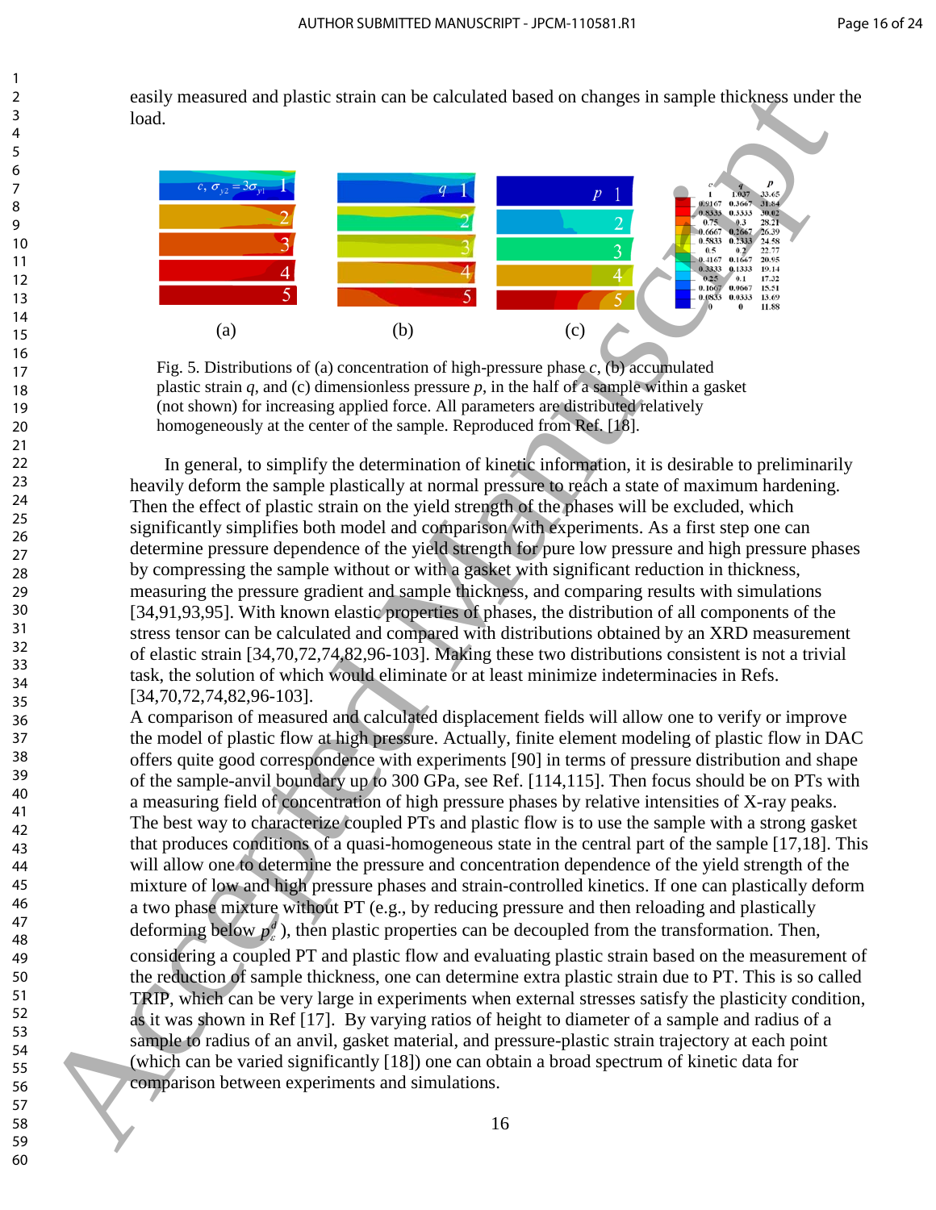easily measured and plastic strain can be calculated based on changes in sample thickness under the load.

Fig. 5. Distributions of (a) concentration of high-pressure phase $c$, (b) accumulated plastic strain $q$, and (c) dimensionless pressure $p$, in the half of a sample within a gasket (not shown) for increasing applied force. All parameters are distributed relatively homogeneously at the center of the sample. Reproduced from Ref. [18].

In general, to simplify the determination of kinetic information, it is desirable to preliminarily heavily deform the sample plastically at normal pressure to reach a state of maximum hardening. Then the effect of plastic strain on the yield strength of the phases will be excluded, which significantly simplifies both model and comparison with experiments. As a first step one can determine pressure dependence of the yield strength for pure low pressure and high pressure phases by compressing the sample without or with a gasket with significant reduction in thickness, measuring the pressure gradient and sample thickness, and comparing results with simulations [34,91,93,95]. With known elastic properties of phases, the distribution of all components of the stress tensor can be calculated and compared with distributions obtained by an XRD measurement of elastic strain [34,70,72,74,82,96-103]. Making these two distributions consistent is not a trivial task, the solution of which would eliminate or at least minimize indeterminacies in Refs. [34,70,72,74,82,96-103].

A comparison of measured and calculated displacement fields will allow one to verify or improve the model of plastic flow at high pressure. Actually, finite element modeling of plastic flow in DAC offers quite good correspondence with experiments [90] in terms of pressure distribution and shape of the sample-anvil boundary up to 300 GPa, see Ref. [114,115]. Then focus should be on PTs with a measuring field of concentration of high pressure phases by relative intensities of X-ray peaks. The best way to characterize coupled PTs and plastic flow is to use the sample with a strong gasket that produces conditions of a quasi-homogeneous state in the central part of the sample [17,18]. This will allow one to determine the pressure and concentration dependence of the yield strength of the mixture of low and high pressure phases and strain-controlled kinetics. If one can plastically deform a two phase mixture without PT (e.g., by reducing pressure and then reloading and plastically deforming below $p_\varepsilon^d$), then plastic properties can be decoupled from the transformation. Then, considering a coupled PT and plastic flow and evaluating plastic strain based on the measurement of the reduction of sample thickness, one can determine extra plastic strain due to PT. This is so called TRIP, which can be very large in experiments when external stresses satisfy the plasticity condition, as it was shown in Ref [17]. By varying ratios of height to diameter of a sample and radius of a sample to radius of an anvil, gasket material, and pressure-plastic strain trajectory at each point (which can be varied significantly [18]) one can obtain a broad spectrum of kinetic data for comparison between experiments and simulations.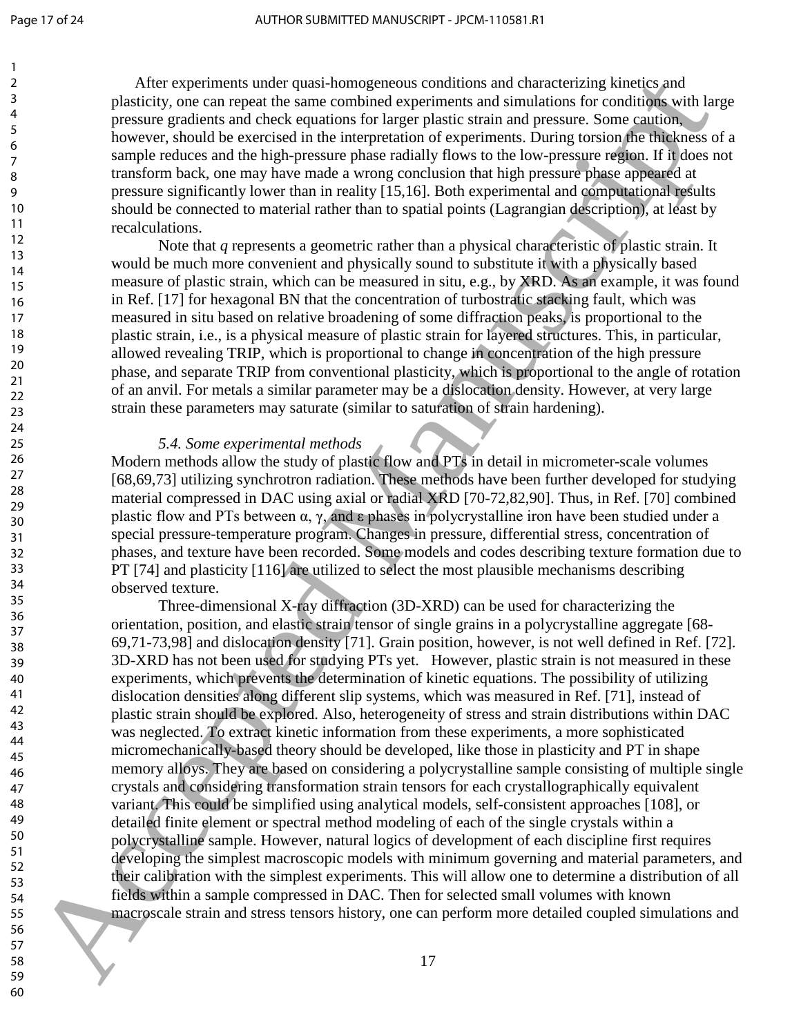After experiments under quasi-homogeneous conditions and characterizing kinetics and plasticity, one can repeat the same combined experiments and simulations for conditions with large pressure gradients and check equations for larger plastic strain and pressure. Some caution, however, should be exercised in the interpretation of experiments. During torsion the thickness of a sample reduces and the high-pressure phase radially flows to the low-pressure region. If it does not transform back, one may have made a wrong conclusion that high pressure phase appeared at pressure significantly lower than in reality [15,16]. Both experimental and computational results should be connected to material rather than to spatial points (Lagrangian description), at least by recalculations.

Note that $q$ represents a geometric rather than a physical characteristic of plastic strain. It would be much more convenient and physically sound to substitute it with a physically based measure of plastic strain, which can be measured in situ, e.g., by XRD. As an example, it was found in Ref. [17] for hexagonal BN that the concentration of turbostratic stacking fault, which was measured in situ based on relative broadening of some diffraction peaks, is proportional to the plastic strain, i.e., is a physical measure of plastic strain for layered structures. This, in particular, allowed revealing TRIP, which is proportional to change in concentration of the high pressure phase, and separate TRIP from conventional plasticity, which is proportional to the angle of rotation of an anvil. For metals a similar parameter may be a dislocation density. However, at very large strain these parameters may saturate (similar to saturation of strain hardening).

### *5.4. Some experimental methods*

Modern methods allow the study of plastic flow and PTs in detail in micrometer-scale volumes [68,69,73] utilizing synchrotron radiation. These methods have been further developed for studying material compressed in DAC using axial or radial XRD [70-72,82,90]. Thus, in Ref. [70] combined plastic flow and PTs between $\alpha$, $\gamma$, and $\varepsilon$ phases in polycrystalline iron have been studied under a special pressure-temperature program. Changes in pressure, differential stress, concentration of phases, and texture have been recorded. Some models and codes describing texture formation due to PT [74] and plasticity [116] are utilized to select the most plausible mechanisms describing observed texture.

Three-dimensional X-ray diffraction (3D-XRD) can be used for characterizing the orientation, position, and elastic strain tensor of single grains in a polycrystalline aggregate [68-69,71-73,98] and dislocation density [71]. Grain position, however, is not well defined in Ref. [72]. 3D-XRD has not been used for studying PTs yet. However, plastic strain is not measured in these experiments, which prevents the determination of kinetic equations. The possibility of utilizing dislocation densities along different slip systems, which was measured in Ref. [71], instead of plastic strain should be explored. Also, heterogeneity of stress and strain distributions within DAC was neglected. To extract kinetic information from these experiments, a more sophisticated micromechanically-based theory should be developed, like those in plasticity and PT in shape memory alloys. They are based on considering a polycrystalline sample consisting of multiple single crystals and considering transformation strain tensors for each crystallographically equivalent variant. This could be simplified using analytical models, self-consistent approaches [108], or detailed finite element or spectral method modeling of each of the single crystals within a polycrystalline sample. However, natural logics of development of each discipline first requires developing the simplest macroscopic models with minimum governing and material parameters, and their calibration with the simplest experiments. This will allow one to determine a distribution of all fields within a sample compressed in DAC. Then for selected small volumes with known macroscale strain and stress tensors history, one can perform more detailed coupled simulations and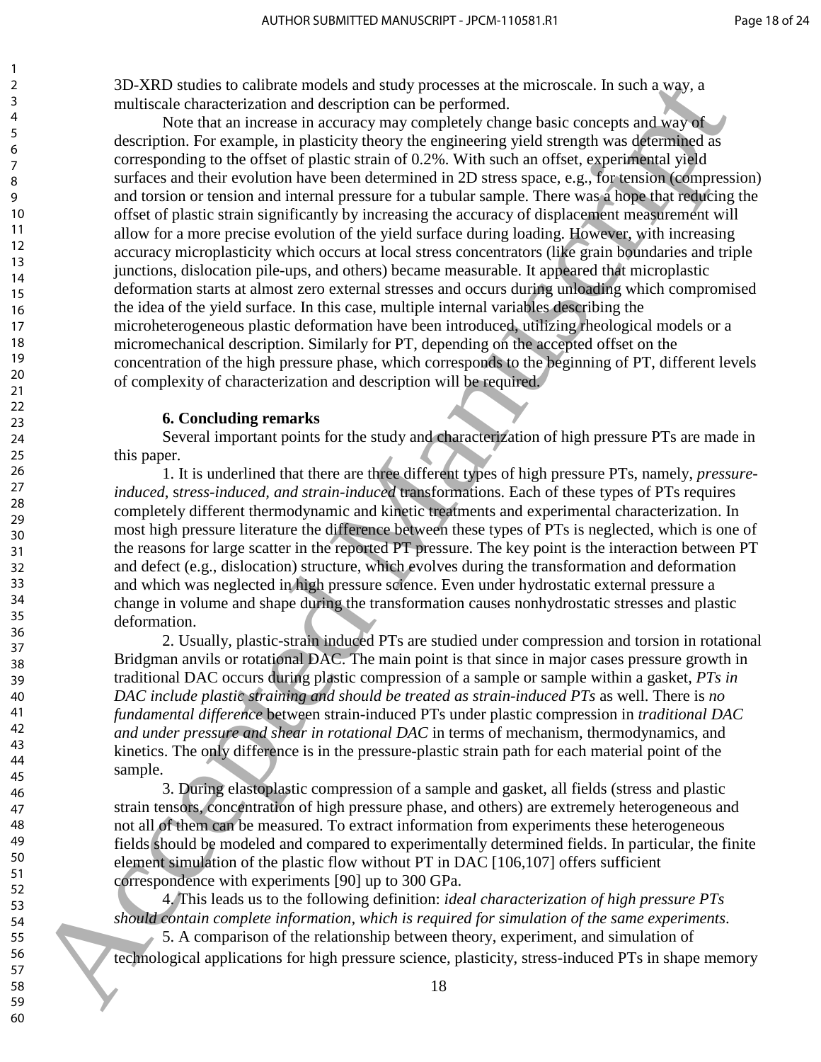3D-XRD studies to calibrate models and study processes at the microscale. In such a way, a multiscale characterization and description can be performed.

Note that an increase in accuracy may completely change basic concepts and way of description. For example, in plasticity theory the engineering yield strength was determined as corresponding to the offset of plastic strain of 0.2%. With such an offset, experimental yield surfaces and their evolution have been determined in 2D stress space, e.g., for tension (compression) and torsion or tension and internal pressure for a tubular sample. There was a hope that reducing the offset of plastic strain significantly by increasing the accuracy of displacement measurement will allow for a more precise evolution of the yield surface during loading. However, with increasing accuracy microplasticity which occurs at local stress concentrators (like grain boundaries and triple junctions, dislocation pile-ups, and others) became measurable. It appeared that microplastic deformation starts at almost zero external stresses and occurs during unloading which compromised the idea of the yield surface. In this case, multiple internal variables describing the microheterogeneous plastic deformation have been introduced, utilizing rheological models or a micromechanical description. Similarly for PT, depending on the accepted offset on the concentration of the high pressure phase, which corresponds to the beginning of PT, different levels of complexity of characterization and description will be required.

## 6. Concluding remarks

Several important points for the study and characterization of high pressure PTs are made in this paper.

1. It is underlined that there are three different types of high pressure PTs, namely, *pressure-induced*, *stress-induced, and strain-induced* transformations. Each of these types of PTs requires completely different thermodynamic and kinetic treatments and experimental characterization. In most high pressure literature the difference between these types of PTs is neglected, which is one of the reasons for large scatter in the reported PT pressure. The key point is the interaction between PT and defect (e.g., dislocation) structure, which evolves during the transformation and deformation and which was neglected in high pressure science. Even under hydrostatic external pressure a change in volume and shape during the transformation causes nonhydrostatic stresses and plastic deformation.

2. Usually, plastic-strain induced PTs are studied under compression and torsion in rotational Bridgman anvils or rotational DAC. The main point is that since in major cases pressure growth in traditional DAC occurs during plastic compression of a sample or sample within a gasket, *PTs in DAC include plastic straining and should be treated as strain-induced PTs* as well. There is *no fundamental difference* between strain-induced PTs under plastic compression in *traditional DAC and under pressure and shear in rotational DAC* in terms of mechanism, thermodynamics, and kinetics. The only difference is in the pressure-plastic strain path for each material point of the sample.

3. During elastoplastic compression of a sample and gasket, all fields (stress and plastic strain tensors, concentration of high pressure phase, and others) are extremely heterogeneous and not all of them can be measured. To extract information from experiments these heterogeneous fields should be modeled and compared to experimentally determined fields. In particular, the finite element simulation of the plastic flow without PT in DAC [106,107] offers sufficient correspondence with experiments [90] up to 300 GPa.

4. This leads us to the following definition: *ideal characterization of high pressure PTs should contain complete information, which is required for simulation of the same experiments*.

5. A comparison of the relationship between theory, experiment, and simulation of technological applications for high pressure science, plasticity, stress-induced PTs in shape memory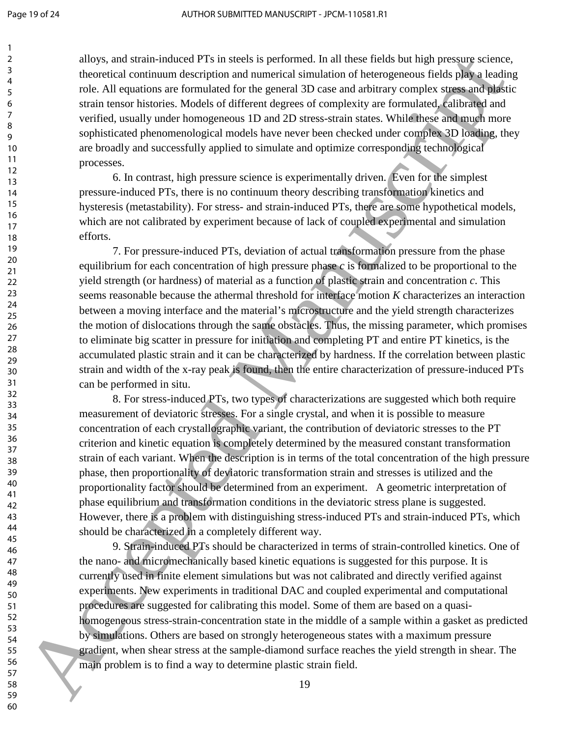alloys, and strain-induced PTs in steels is performed. In all these fields but high pressure science, theoretical continuum description and numerical simulation of heterogeneous fields play a leading role. All equations are formulated for the general 3D case and arbitrary complex stress and plastic strain tensor histories. Models of different degrees of complexity are formulated, calibrated and verified, usually under homogeneous 1D and 2D stress-strain states. While these and much more sophisticated phenomenological models have never been checked under complex 3D loading, they are broadly and successfully applied to simulate and optimize corresponding technological processes.

6. In contrast, high pressure science is experimentally driven. Even for the simplest pressure-induced PTs, there is no continuum theory describing transformation kinetics and hysteresis (metastability). For stress- and strain-induced PTs, there are some hypothetical models, which are not calibrated by experiment because of lack of coupled experimental and simulation efforts.

7. For pressure-induced PTs, deviation of actual transformation pressure from the phase equilibrium for each concentration of high pressure phase $c$ is formalized to be proportional to the yield strength (or hardness) of material as a function of plastic strain and concentration $c$. This seems reasonable because the athermal threshold for interface motion $K$ characterizes an interaction between a moving interface and the material's microstructure and the yield strength characterizes the motion of dislocations through the same obstacles. Thus, the missing parameter, which promises to eliminate big scatter in pressure for initiation and completing PT and entire PT kinetics, is the accumulated plastic strain and it can be characterized by hardness. If the correlation between plastic strain and width of the x-ray peak is found, then the entire characterization of pressure-induced PTs can be performed in situ.

8. For stress-induced PTs, two types of characterizations are suggested which both require measurement of deviatoric stresses. For a single crystal, and when it is possible to measure concentration of each crystallographic variant, the contribution of deviatoric stresses to the PT criterion and kinetic equation is completely determined by the measured constant transformation strain of each variant. When the description is in terms of the total concentration of the high pressure phase, then proportionality of deviatoric transformation strain and stresses is utilized and the proportionality factor should be determined from an experiment. A geometric interpretation of phase equilibrium and transformation conditions in the deviatoric stress plane is suggested. However, there is a problem with distinguishing stress-induced PTs and strain-induced PTs, which should be characterized in a completely different way.

9. Strain-induced PTs should be characterized in terms of strain-controlled kinetics. One of the nano- and micromechanically based kinetic equations is suggested for this purpose. It is currently used in finite element simulations but was not calibrated and directly verified against experiments. New experiments in traditional DAC and coupled experimental and computational procedures are suggested for calibrating this model. Some of them are based on a quasi-homogeneous stress-strain-concentration state in the middle of a sample within a gasket as predicted by simulations. Others are based on strongly heterogeneous states with a maximum pressure gradient, when shear stress at the sample-diamond surface reaches the yield strength in shear. The main problem is to find a way to determine plastic strain field.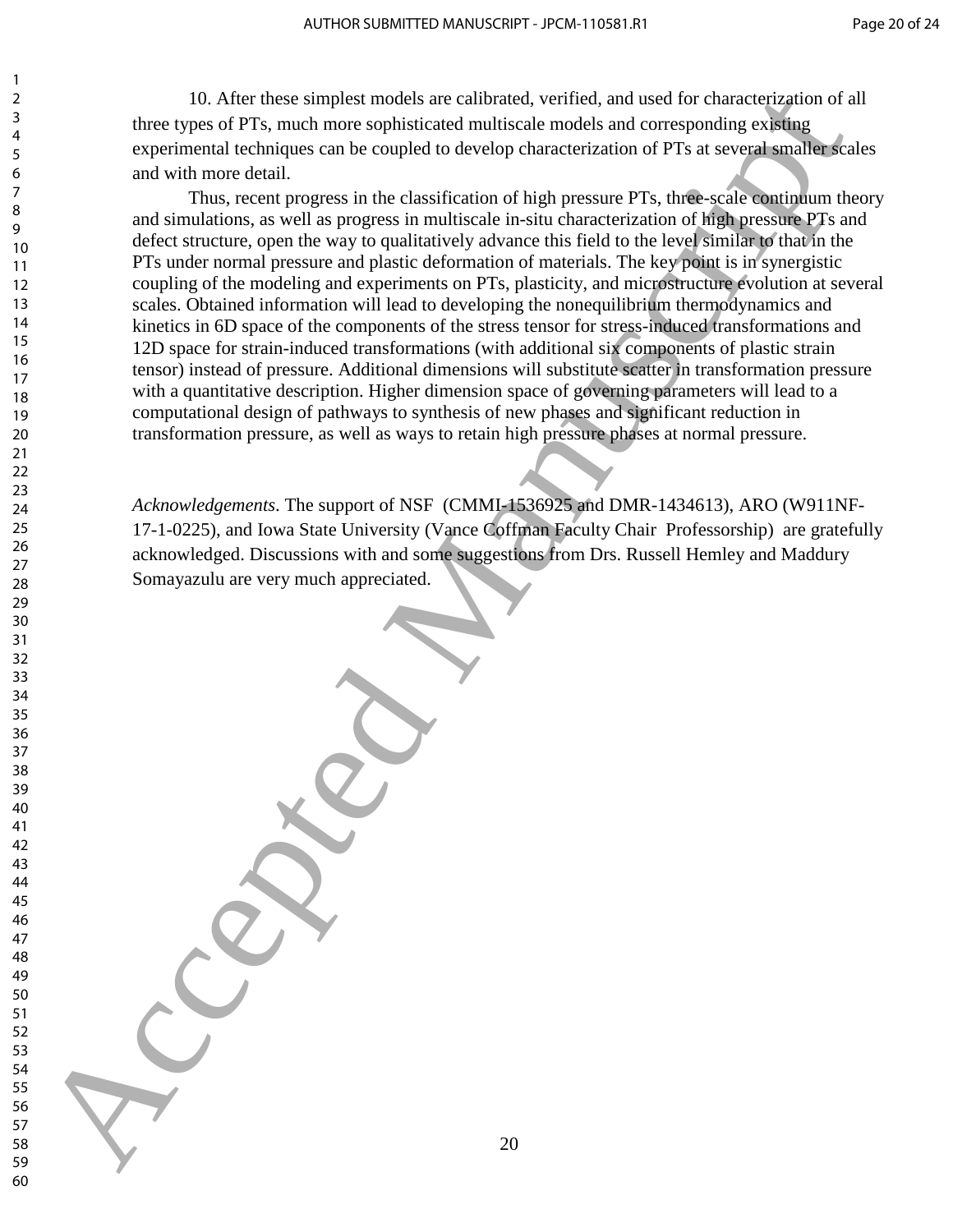10. After these simplest models are calibrated, verified, and used for characterization of all three types of PTs, much more sophisticated multiscale models and corresponding existing experimental techniques can be coupled to develop characterization of PTs at several smaller scales and with more detail.

Thus, recent progress in the classification of high pressure PTs, three-scale continuum theory and simulations, as well as progress in multiscale in-situ characterization of high pressure PTs and defect structure, open the way to qualitatively advance this field to the level similar to that in the PTs under normal pressure and plastic deformation of materials. The key point is in synergistic coupling of the modeling and experiments on PTs, plasticity, and microstructure evolution at several scales. Obtained information will lead to developing the nonequilibrium thermodynamics and kinetics in 6D space of the components of the stress tensor for stress-induced transformations and 12D space for strain-induced transformations (with additional six components of plastic strain tensor) instead of pressure. Additional dimensions will substitute scatter in transformation pressure with a quantitative description. Higher dimension space of governing parameters will lead to a computational design of pathways to synthesis of new phases and significant reduction in transformation pressure, as well as ways to retain high pressure phases at normal pressure.

*Acknowledgements*. The support of NSF (CMMI-1536925 and DMR-1434613), ARO (W911NF-17-1-0225), and Iowa State University (Vance Coffman Faculty Chair Professorship) are gratefully acknowledged. Discussions with and some suggestions from Drs. Russell Hemley and Maddury Somayazulu are very much appreciated.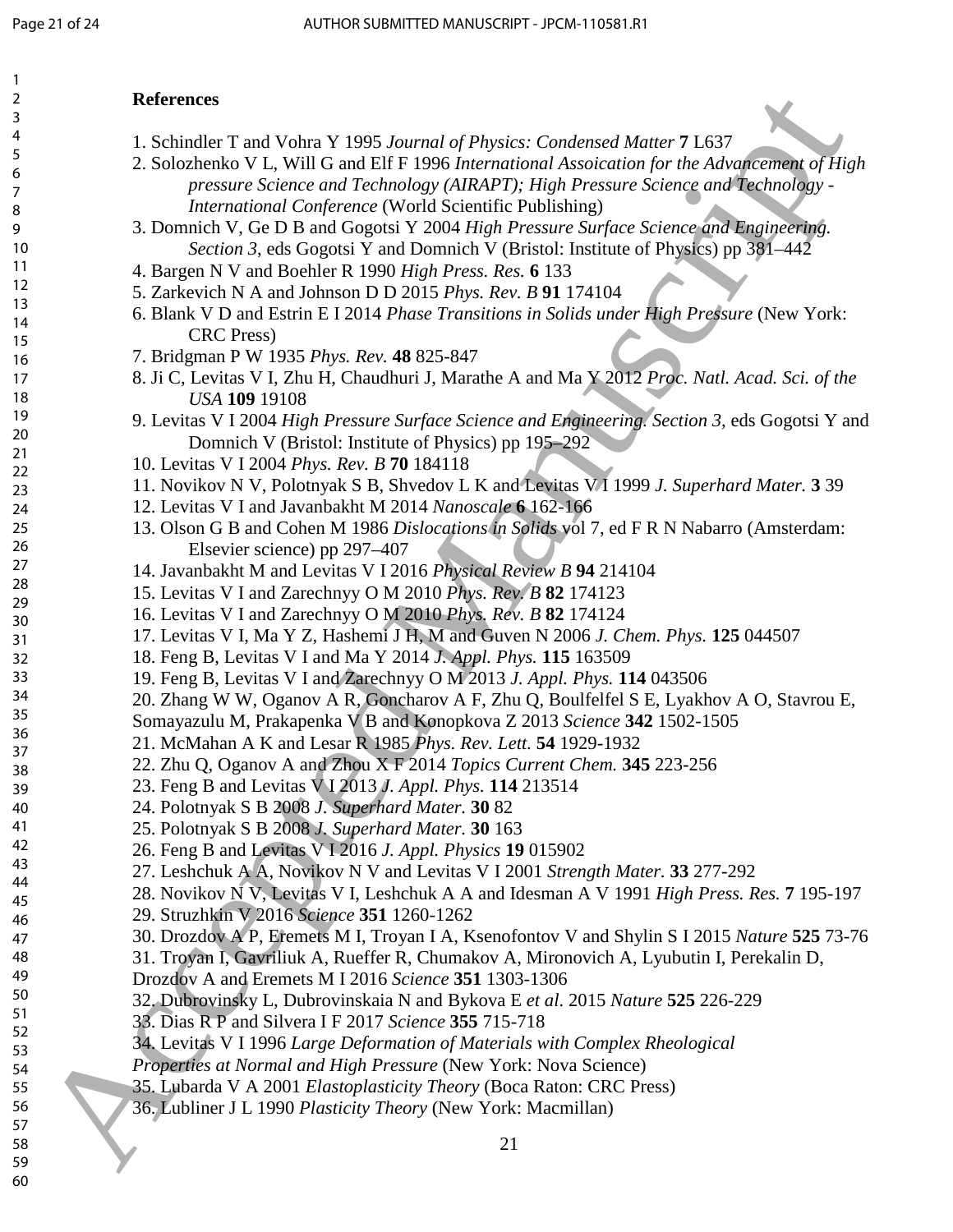## References

1. Schindler T and Vohra Y 1995 *Journal of Physics: Condensed Matter* **7** L637
2. Solozhenko V L, Will G and Elf F 1996 *International Assoication for the Advancement of High pressure Science and Technology (AIRAPT); High Pressure Science and Technology - International Conference* (World Scientific Publishing)
3. Domnich V, Ge D B and Gogotsi Y 2004 *High Pressure Surface Science and Engineering. Section 3*, eds Gogotsi Y and Domnich V (Bristol: Institute of Physics) pp 381–442
4. Bargen N V and Boehler R 1990 *High Press. Res.* **6** 133
5. Zarkevich N A and Johnson D D 2015 *Phys. Rev. B* **91** 174104
6. Blank V D and Estrin E I 2014 *Phase Transitions in Solids under High Pressure* (New York: CRC Press)
7. Bridgman P W 1935 *Phys. Rev.* **48** 825-847
8. Ji C, Levitas V I, Zhu H, Chaudhuri J, Marathe A and Ma Y 2012 *Proc. Natl. Acad. Sci. of the USA* **109** 19108
9. Levitas V I 2004 *High Pressure Surface Science and Engineering. Section 3*, eds Gogotsi Y and Domnich V (Bristol: Institute of Physics) pp 195–292
10. Levitas V I 2004 *Phys. Rev. B* **70** 184118
11. Novikov N V, Polotnyak S B, Shvedov L K and Levitas V I 1999 *J. Superhard Mater.* **3** 39
12. Levitas V I and Javanbakht M 2014 *Nanoscale* **6** 162-166
13. Olson G B and Cohen M 1986 *Dislocations in Solids* vol 7, ed F R N Nabarro (Amsterdam: Elsevier science) pp 297–407
14. Javanbakht M and Levitas V I 2016 *Physical Review B* **94** 214104
15. Levitas V I and Zarechnyy O M 2010 *Phys. Rev. B* **82** 174123
16. Levitas V I and Zarechnyy O M 2010 *Phys. Rev. B* **82** 174124
17. Levitas V I, Ma Y Z, Hashemi J H, M and Guven N 2006 *J. Chem. Phys.* **125** 044507
18. Feng B, Levitas V I and Ma Y 2014 *J. Appl. Phys.* **115** 163509
19. Feng B, Levitas V I and Zarechnyy O M 2013 *J. Appl. Phys.* **114** 043506
20. Zhang W W, Oganov A R, Goncharov A F, Zhu Q, Boulfelfel S E, Lyakhov A O, Stavrou E, Somayazulu M, Prakapenka V B and Konopkova Z 2013 *Science* **342** 1502-1505
21. McMahan A K and Lesar R 1985 *Phys. Rev. Lett.* **54** 1929-1932
22. Zhu Q, Oganov A and Zhou X F 2014 *Topics Current Chem.* **345** 223-256
23. Feng B and Levitas V I 2013 *J. Appl. Phys.* **114** 213514
24. Polotnyak S B 2008 *J. Superhard Mater.* **30** 82
25. Polotnyak S B 2008 *J. Superhard Mater.* **30** 163
26. Feng B and Levitas V I 2016 *J. Appl. Physics* **19** 015902
27. Leshchuk A A, Novikov N V and Levitas V I 2001 *Strength Mater.* **33** 277-292
28. Novikov N V, Levitas V I, Leshchuk A A and Idesman A V 1991 *High Press. Res.* **7** 195-197
29. Struzhkin V 2016 *Science* **351** 1260-1262
30. Drozdov A P, Eremets M I, Troyan I A, Ksenofontov V and Shylin S I 2015 *Nature* **525** 73-76
31. Troyan I, Gavriliuk A, Rueffer R, Chumakov A, Mironovich A, Lyubutin I, Perekalin D, Drozdov A and Eremets M I 2016 *Science* **351** 1303-1306
32. Dubrovinsky L, Dubrovinskaia N and Bykova E *et al*. 2015 *Nature* **525** 226-229
33. Dias R P and Silvera I F 2017 *Science* **355** 715-718
34. Levitas V I 1996 *Large Deformation of Materials with Complex Rheological Properties at Normal and High Pressure* (New York: Nova Science)
35. Lubarda V A 2001 *Elastoplasticity Theory* (Boca Raton: CRC Press)
36. Lubliner J L 1990 *Plasticity Theory* (New York: Macmillan)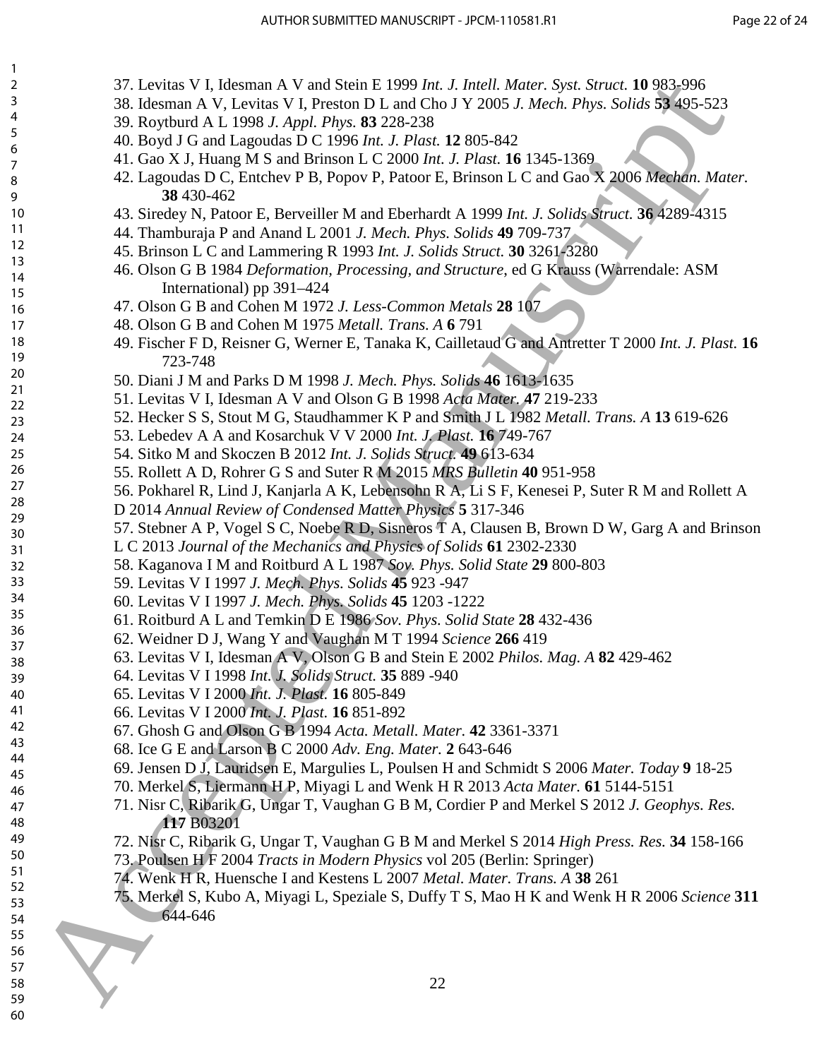37. Levitas V I, Idesman A V and Stein E 1999 *Int. J. Intell. Mater. Syst. Struct.* **10** 983-996
38. Idesman A V, Levitas V I, Preston D L and Cho J Y 2005 *J. Mech. Phys. Solids* **53** 495-523
39. Roytburd A L 1998 *J. Appl. Phys.* **83** 228-238
40. Boyd J G and Lagoudas D C 1996 *Int. J. Plast.* **12** 805-842
41. Gao X J, Huang M S and Brinson L C 2000 *Int. J. Plast.* **16** 1345-1369
42. Lagoudas D C, Entchev P B, Popov P, Patoor E, Brinson L C and Gao X 2006 *Mechan. Mater.* **38** 430-462
43. Siredey N, Patoor E, Berveiller M and Eberhardt A 1999 *Int. J. Solids Struct.* **36** 4289-4315
44. Thamburaja P and Anand L 2001 *J. Mech. Phys. Solids* **49** 709-737
45. Brinson L C and Lammering R 1993 *Int. J. Solids Struct.* **30** 3261-3280
46. Olson G B 1984 *Deformation, Processing, and Structure*, ed G Krauss (Warrendale: ASM International) pp 391–424
47. Olson G B and Cohen M 1972 *J. Less-Common Metals* **28** 107
48. Olson G B and Cohen M 1975 *Metall. Trans. A* **6** 791
49. Fischer F D, Reisner G, Werner E, Tanaka K, Cailletaud G and Antretter T 2000 *Int. J. Plast.* **16** 723-748
50. Diani J M and Parks D M 1998 *J. Mech. Phys. Solids* **46** 1613-1635
51. Levitas V I, Idesman A V and Olson G B 1998 *Acta Mater.* **47** 219-233
52. Hecker S S, Stout M G, Staudhammer K P and Smith J L 1982 *Metall. Trans. A* **13** 619-626
53. Lebedev A A and Kosarchuk V V 2000 *Int. J. Plast.* **16** 749-767
54. Sitko M and Skoczen B 2012 *Int. J. Solids Struct.* **49** 613-634
55. Rollett A D, Rohrer G S and Suter R M 2015 *MRS Bulletin* **40** 951-958
56. Pokharel R, Lind J, Kanjarla A K, Lebensohn R A, Li S F, Kenesei P, Suter R M and Rollett A D 2014 *Annual Review of Condensed Matter Physics* **5** 317-346
57. Stebner A P, Vogel S C, Noebe R D, Sisneros T A, Clausen B, Brown D W, Garg A and Brinson L C 2013 *Journal of the Mechanics and Physics of Solids* **61** 2302-2330
58. Kaganova I M and Roitburd A L 1987 *Sov. Phys. Solid State* **29** 800-803
59. Levitas V I 1997 *J. Mech. Phys. Solids* **45** 923 -947
60. Levitas V I 1997 *J. Mech. Phys. Solids* **45** 1203 -1222
61. Roitburd A L and Temkin D E 1986 *Sov. Phys. Solid State* **28** 432-436
62. Weidner D J, Wang Y and Vaughan M T 1994 *Science* **266** 419
63. Levitas V I, Idesman A V, Olson G B and Stein E 2002 *Philos. Mag. A* **82** 429-462
64. Levitas V I 1998 *Int. J. Solids Struct.* **35** 889 -940
65. Levitas V I 2000 *Int. J. Plast.* **16** 805-849
66. Levitas V I 2000 *Int. J. Plast.* **16** 851-892
67. Ghosh G and Olson G B 1994 *Acta. Metall. Mater.* **42** 3361-3371
68. Ice G E and Larson B C 2000 *Adv. Eng. Mater.* **2** 643-646
69. Jensen D J, Lauridsen E, Margulies L, Poulsen H and Schmidt S 2006 *Mater. Today* **9** 18-25
70. Merkel S, Liermann H P, Miyagi L and Wenk H R 2013 *Acta Mater.* **61** 5144-5151
71. Nisr C, Ribarik G, Ungar T, Vaughan G B M, Cordier P and Merkel S 2012 *J. Geophys. Res.* **117** B03201
72. Nisr C, Ribarik G, Ungar T, Vaughan G B M and Merkel S 2014 *High Press. Res.* **34** 158-166
73. Poulsen H F 2004 *Tracts in Modern Physics* vol 205 (Berlin: Springer)
74. Wenk H R, Huensche I and Kestens L 2007 *Metal. Mater. Trans. A* **38** 261
75. Merkel S, Kubo A, Miyagi L, Speziale S, Duffy T S, Mao H K and Wenk H R 2006 *Science* **311** 644-646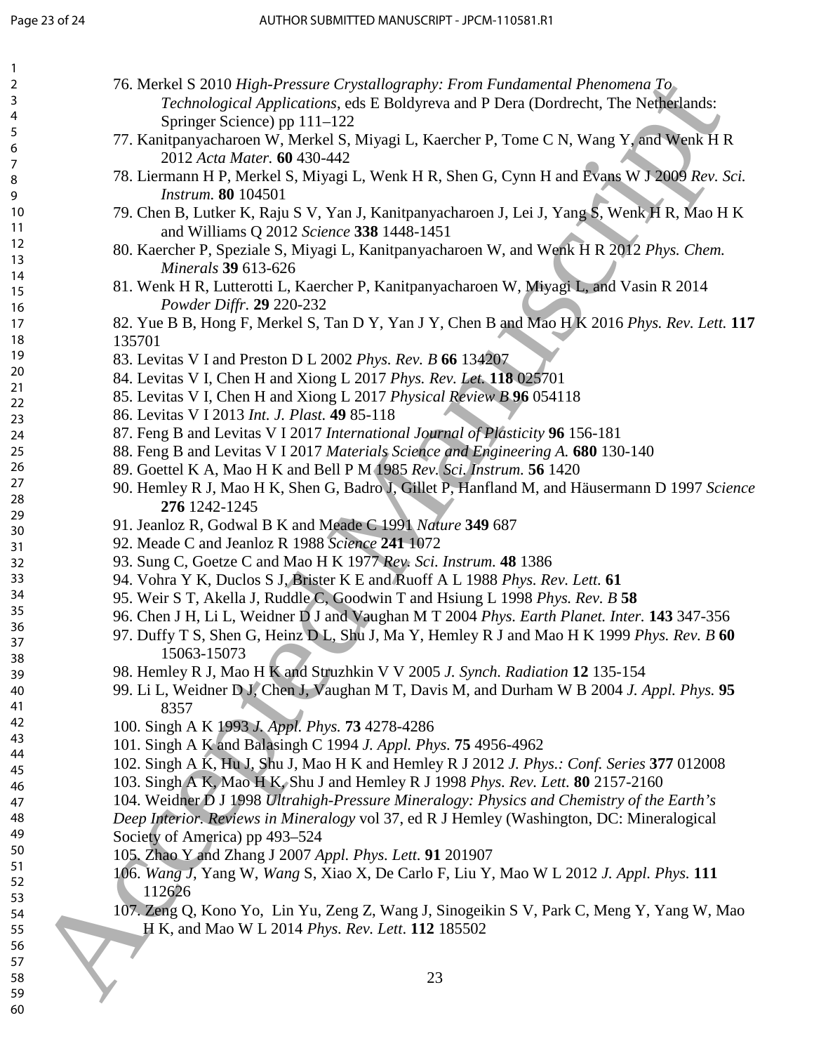76. Merkel S 2010 *High-Pressure Crystallography: From Fundamental Phenomena To Technological Applications*, eds E Boldyreva and P Dera (Dordrecht, The Netherlands: Springer Science) pp 111–122
77. Kanitpanyacharoen W, Merkel S, Miyagi L, Kaercher P, Tome C N, Wang Y, and Wenk H R 2012 *Acta Mater.* **60** 430-442
78. Liermann H P, Merkel S, Miyagi L, Wenk H R, Shen G, Cynn H and Evans W J 2009 *Rev. Sci. Instrum.* **80** 104501
79. Chen B, Lutker K, Raju S V, Yan J, Kanitpanyacharoen J, Lei J, Yang S, Wenk H R, Mao H K and Williams Q 2012 *Science* **338** 1448-1451
80. Kaercher P, Speziale S, Miyagi L, Kanitpanyacharoen W, and Wenk H R 2012 *Phys. Chem. Minerals* **39** 613-626
81. Wenk H R, Lutterotti L, Kaercher P, Kanitpanyacharoen W, Miyagi L, and Vasin R 2014 *Powder Diffr.* **29** 220-232
82. Yue B B, Hong F, Merkel S, Tan D Y, Yan J Y, Chen B and Mao H K 2016 *Phys. Rev. Lett.* **117** 135701
83. Levitas V I and Preston D L 2002 *Phys. Rev. B* **66** 134207
84. Levitas V I, Chen H and Xiong L 2017 *Phys. Rev. Let.* **118** 025701
85. Levitas V I, Chen H and Xiong L 2017 *Physical Review B* **96** 054118
86. Levitas V I 2013 *Int. J. Plast.* **49** 85-118
87. Feng B and Levitas V I 2017 *International Journal of Plasticity* **96** 156-181
88. Feng B and Levitas V I 2017 *Materials Science and Engineering A.* **680** 130-140
89. Goettel K A, Mao H K and Bell P M 1985 *Rev. Sci. Instrum.* **56** 1420
90. Hemley R J, Mao H K, Shen G, Badro J, Gillet P, Hanfland M, and Häusermann D 1997 *Science* **276** 1242-1245
91. Jeanloz R, Godwal B K and Meade C 1991 *Nature* **349** 687
92. Meade C and Jeanloz R 1988 *Science* **241** 1072
93. Sung C, Goetze C and Mao H K 1977 *Rev. Sci. Instrum.* **48** 1386
94. Vohra Y K, Duclos S J, Brister K E and Ruoff A L 1988 *Phys. Rev. Lett.* **61**
95. Weir S T, Akella J, Ruddle C, Goodwin T and Hsiung L 1998 *Phys. Rev. B* **58**
96. Chen J H, Li L, Weidner D J and Vaughan M T 2004 *Phys. Earth Planet. Inter.* **143** 347-356
97. Duffy T S, Shen G, Heinz D L, Shu J, Ma Y, Hemley R J and Mao H K 1999 *Phys. Rev. B* **60** 15063-15073
98. Hemley R J, Mao H K and Struzhkin V V 2005 *J. Synch. Radiation* **12** 135-154
99. Li L, Weidner D J, Chen J, Vaughan M T, Davis M, and Durham W B 2004 *J. Appl. Phys.* **95** 8357
100. Singh A K 1993 *J. Appl. Phys.* **73** 4278-4286
101. Singh A K and Balasingh C 1994 *J. Appl. Phys.* **75** 4956-4962
102. Singh A K, Hu J, Shu J, Mao H K and Hemley R J 2012 *J. Phys.: Conf. Series* **377** 012008
103. Singh A K, Mao H K, Shu J and Hemley R J 1998 *Phys. Rev. Lett.* **80** 2157-2160
104. Weidner D J 1998 *Ultrahigh-Pressure Mineralogy: Physics and Chemistry of the Earth's Deep Interior. Reviews in Mineralogy* vol 37, ed R J Hemley (Washington, DC: Mineralogical Society of America) pp 493–524
105. Zhao Y and Zhang J 2007 *Appl. Phys. Lett.* **91** 201907
106. *Wang J*, Yang W, *Wang* S, Xiao X, De Carlo F, Liu Y, Mao W L 2012 *J. Appl. Phys.* **111** 112626
107. Zeng Q, Kono Yo, Lin Yu, Zeng Z, Wang J, Sinogeikin S V, Park C, Meng Y, Yang W, Mao H K, and Mao W L 2014 *Phys. Rev. Lett*. **112** 185502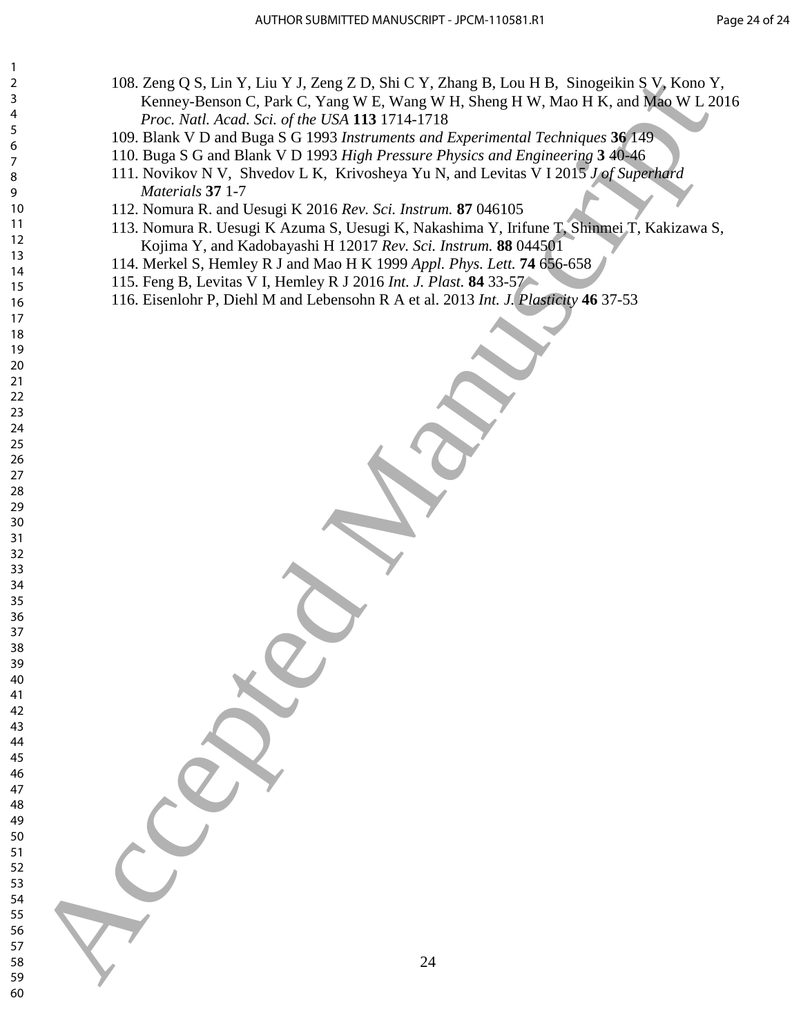108. Zeng Q S, Lin Y, Liu Y J, Zeng Z D, Shi C Y, Zhang B, Lou H B, Sinogeikin S V, Kono Y, Kenney-Benson C, Park C, Yang W E, Wang W H, Sheng H W, Mao H K, and Mao W L 2016 *Proc. Natl. Acad. Sci. of the USA* **113** 1714-1718
109. Blank V D and Buga S G 1993 *Instruments and Experimental Techniques* **36** 149
110. Buga S G and Blank V D 1993 *High Pressure Physics and Engineering* **3** 40-46
111. Novikov N V, Shvedov L K, Krivosheya Yu N, and Levitas V I 2015 *J of Superhard Materials* **37** 1-7
112. Nomura R. and Uesugi K 2016 *Rev. Sci. Instrum.* **87** 046105
113. Nomura R. Uesugi K Azuma S, Uesugi K, Nakashima Y, Irifune T, Shinmei T, Kakizawa S, Kojima Y, and Kadobayashi H 12017 *Rev. Sci. Instrum.* **88** 044501
114. Merkel S, Hemley R J and Mao H K 1999 *Appl. Phys. Lett.* **74** 656-658
115. Feng B, Levitas V I, Hemley R J 2016 *Int. J. Plast.* **84** 33-57
116. Eisenlohr P, Diehl M and Lebensohn R A et al. 2013 *Int. J. Plasticity* **46** 37-53